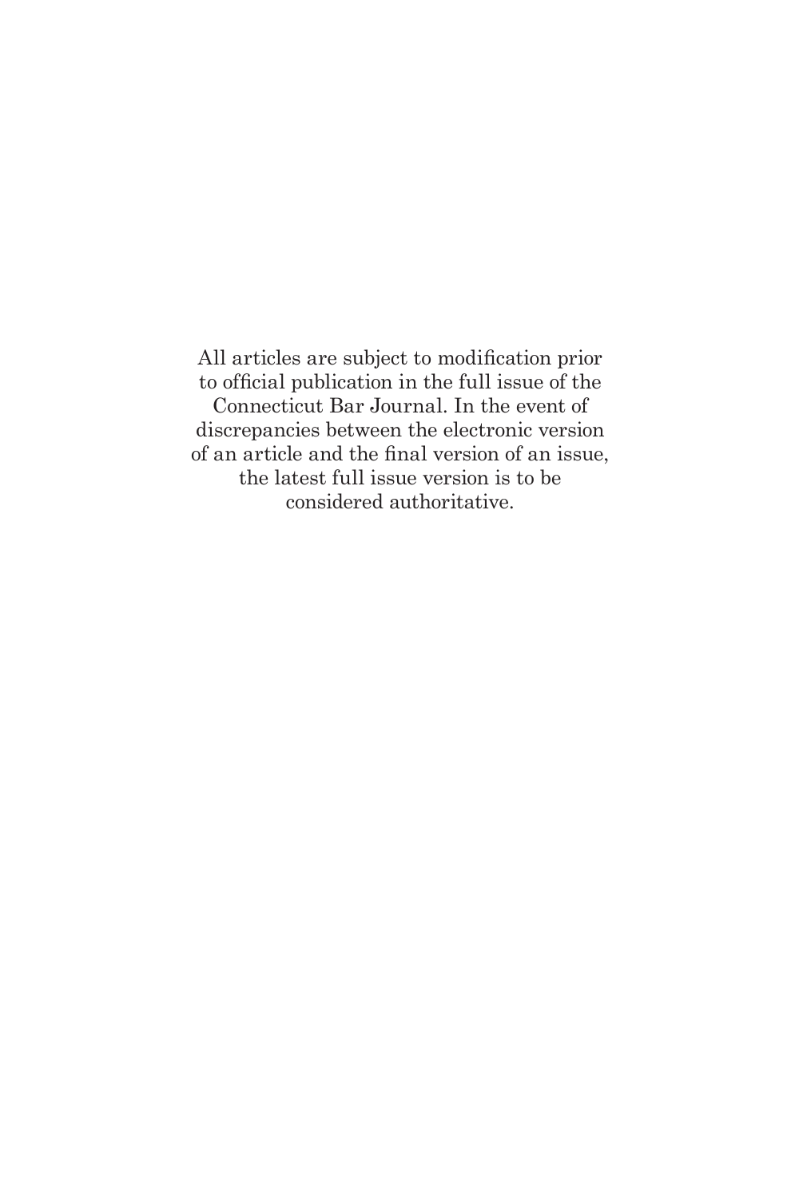All articles are subject to modification prior to official publication in the full issue of the Connecticut Bar Journal. In the event of discrepancies between the electronic version of an article and the final version of an issue, the latest full issue version is to be considered authoritative.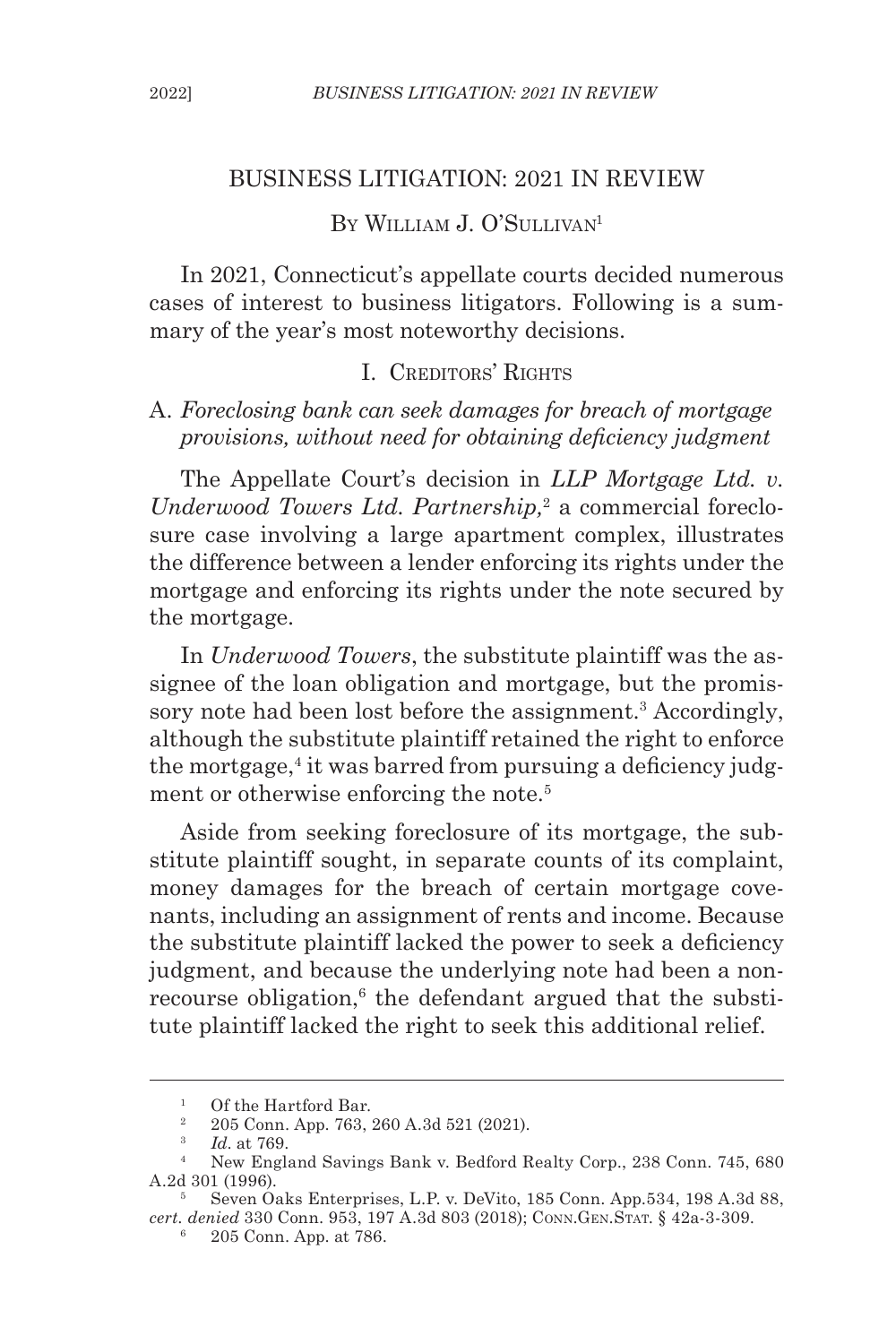# BUSINESS LITIGATION: 2021 IN REVIEW

By William J. O'Sullivan[1]

In 2021, Connecticut's appellate courts decided numerous cases of interest to business litigators. Following is a summary of the year's most noteworthy decisions.

## I. Creditors' Rights

### A. *Foreclosing bank can seek damages for breach of mortgage provisions, without need for obtaining deficiency judgment*

The Appellate Court's decision in *LLP Mortgage Ltd. v. Underwood Towers Ltd. Partnership,*[2] a commercial foreclosure case involving a large apartment complex, illustrates the difference between a lender enforcing its rights under the mortgage and enforcing its rights under the note secured by the mortgage.

In *Underwood Towers*, the substitute plaintiff was the assignee of the loan obligation and mortgage, but the promissory note had been lost before the assignment.[3] Accordingly, although the substitute plaintiff retained the right to enforce the mortgage,[4] it was barred from pursuing a deficiency judgment or otherwise enforcing the note.[5]

Aside from seeking foreclosure of its mortgage, the substitute plaintiff sought, in separate counts of its complaint, money damages for the breach of certain mortgage covenants, including an assignment of rents and income. Because the substitute plaintiff lacked the power to seek a deficiency judgment, and because the underlying note had been a nonrecourse obligation,[6] the defendant argued that the substitute plaintiff lacked the right to seek this additional relief.

---

[1] Of the Hartford Bar.

[2] 205 Conn. App. 763, 260 A.3d 521 (2021).

[3] *Id.* at 769.

[4] New England Savings Bank v. Bedford Realty Corp., 238 Conn. 745, 680 A.2d 301 (1996).

[5] Seven Oaks Enterprises, L.P. v. DeVito, 185 Conn. App.534, 198 A.3d 88, *cert. denied* 330 Conn. 953, 197 A.3d 803 (2018); Conn.Gen.Stat. § 42a-3-309.

[6] 205 Conn. App. at 786.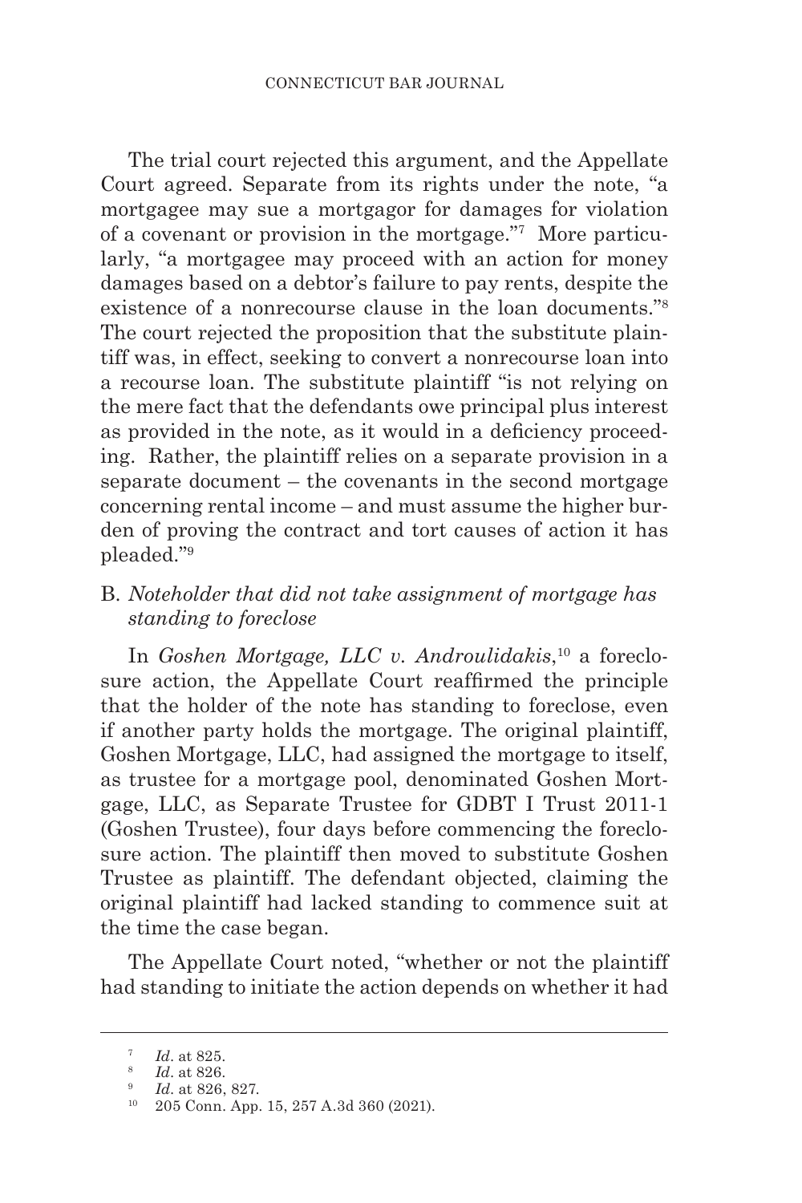The trial court rejected this argument, and the Appellate Court agreed. Separate from its rights under the note, "a mortgagee may sue a mortgagor for damages for violation of a covenant or provision in the mortgage."[7] More particularly, "a mortgagee may proceed with an action for money damages based on a debtor's failure to pay rents, despite the existence of a nonrecourse clause in the loan documents."[8] The court rejected the proposition that the substitute plaintiff was, in effect, seeking to convert a nonrecourse loan into a recourse loan. The substitute plaintiff "is not relying on the mere fact that the defendants owe principal plus interest as provided in the note, as it would in a deficiency proceeding. Rather, the plaintiff relies on a separate provision in a separate document – the covenants in the second mortgage concerning rental income – and must assume the higher burden of proving the contract and tort causes of action it has pleaded."[9]

## B. *Noteholder that did not take assignment of mortgage has standing to foreclose*

In *Goshen Mortgage, LLC v. Androulidakis*,[10] a foreclosure action, the Appellate Court reaffirmed the principle that the holder of the note has standing to foreclose, even if another party holds the mortgage. The original plaintiff, Goshen Mortgage, LLC, had assigned the mortgage to itself, as trustee for a mortgage pool, denominated Goshen Mortgage, LLC, as Separate Trustee for GDBT I Trust 2011-1 (Goshen Trustee), four days before commencing the foreclosure action. The plaintiff then moved to substitute Goshen Trustee as plaintiff. The defendant objected, claiming the original plaintiff had lacked standing to commence suit at the time the case began.

The Appellate Court noted, "whether or not the plaintiff had standing to initiate the action depends on whether it had

---

[7] *Id*. at 825.

[8] *Id*. at 826.

[9] *Id*. at 826, 827.

[10] 205 Conn. App. 15, 257 A.3d 360 (2021).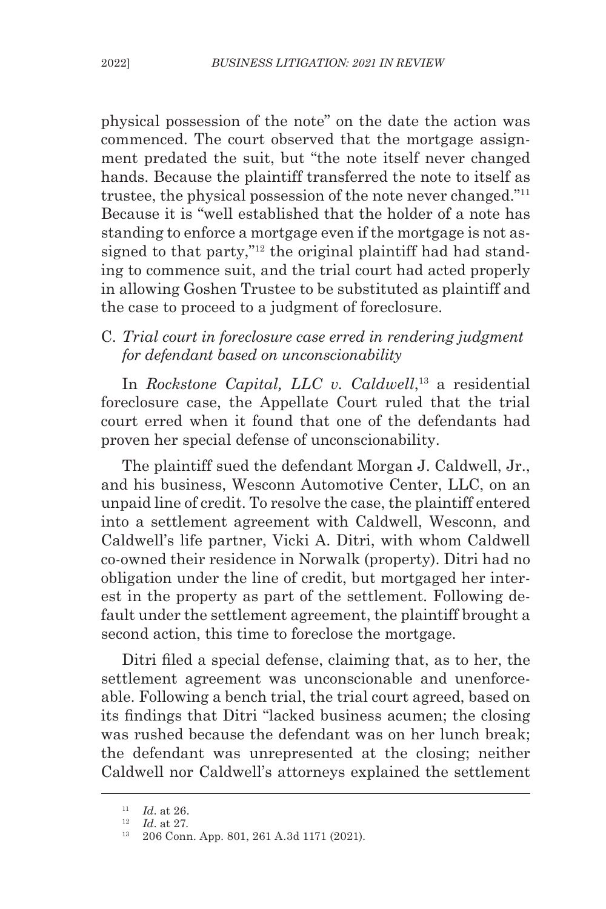physical possession of the note" on the date the action was commenced. The court observed that the mortgage assignment predated the suit, but "the note itself never changed hands. Because the plaintiff transferred the note to itself as trustee, the physical possession of the note never changed."[11] Because it is "well established that the holder of a note has standing to enforce a mortgage even if the mortgage is not assigned to that party,"[12] the original plaintiff had had standing to commence suit, and the trial court had acted properly in allowing Goshen Trustee to be substituted as plaintiff and the case to proceed to a judgment of foreclosure.

### C. *Trial court in foreclosure case erred in rendering judgment for defendant based on unconscionability*

In *Rockstone Capital, LLC v. Caldwell*,[13] a residential foreclosure case, the Appellate Court ruled that the trial court erred when it found that one of the defendants had proven her special defense of unconscionability.

The plaintiff sued the defendant Morgan J. Caldwell, Jr., and his business, Wesconn Automotive Center, LLC, on an unpaid line of credit. To resolve the case, the plaintiff entered into a settlement agreement with Caldwell, Wesconn, and Caldwell's life partner, Vicki A. Ditri, with whom Caldwell co-owned their residence in Norwalk (property). Ditri had no obligation under the line of credit, but mortgaged her interest in the property as part of the settlement. Following default under the settlement agreement, the plaintiff brought a second action, this time to foreclose the mortgage.

Ditri filed a special defense, claiming that, as to her, the settlement agreement was unconscionable and unenforceable. Following a bench trial, the trial court agreed, based on its findings that Ditri "lacked business acumen; the closing was rushed because the defendant was on her lunch break; the defendant was unrepresented at the closing; neither Caldwell nor Caldwell's attorneys explained the settlement

---

[11] *Id*. at 26.

[12] *Id*. at 27.

[13] 206 Conn. App. 801, 261 A.3d 1171 (2021).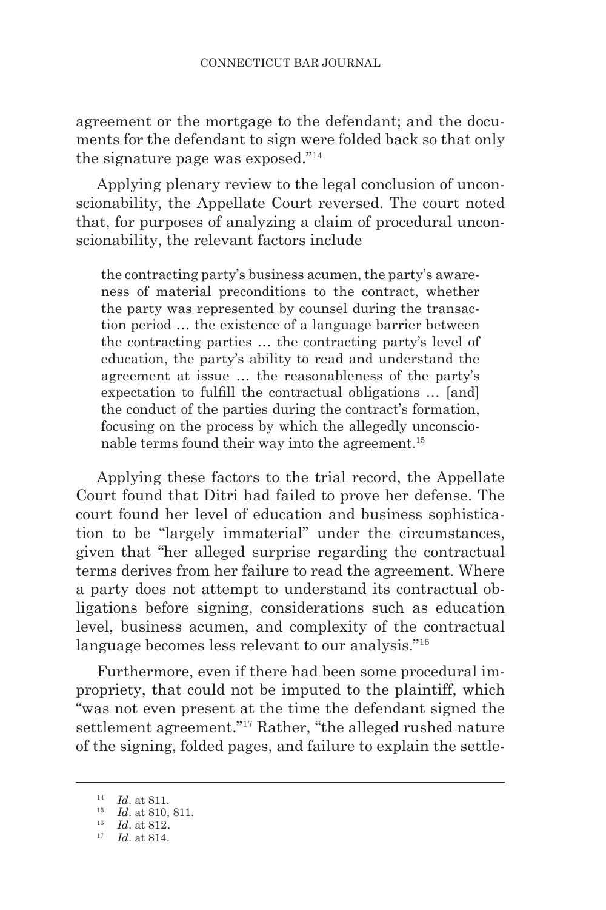agreement or the mortgage to the defendant; and the documents for the defendant to sign were folded back so that only the signature page was exposed."[14]

Applying plenary review to the legal conclusion of unconscionability, the Appellate Court reversed. The court noted that, for purposes of analyzing a claim of procedural unconscionability, the relevant factors include

> the contracting party's business acumen, the party's awareness of material preconditions to the contract, whether the party was represented by counsel during the transaction period … the existence of a language barrier between the contracting parties … the contracting party's level of education, the party's ability to read and understand the agreement at issue … the reasonableness of the party's expectation to fulfill the contractual obligations … [and] the conduct of the parties during the contract's formation, focusing on the process by which the allegedly unconscionable terms found their way into the agreement.[15]

Applying these factors to the trial record, the Appellate Court found that Ditri had failed to prove her defense. The court found her level of education and business sophistication to be "largely immaterial" under the circumstances, given that "her alleged surprise regarding the contractual terms derives from her failure to read the agreement. Where a party does not attempt to understand its contractual obligations before signing, considerations such as education level, business acumen, and complexity of the contractual language becomes less relevant to our analysis."[16]

Furthermore, even if there had been some procedural impropriety, that could not be imputed to the plaintiff, which "was not even present at the time the defendant signed the settlement agreement."[17] Rather, "the alleged rushed nature of the signing, folded pages, and failure to explain the settle-

---

[14] *Id*. at 811.

[15] *Id*. at 810, 811.

[16] *Id*. at 812.

[17] *Id*. at 814.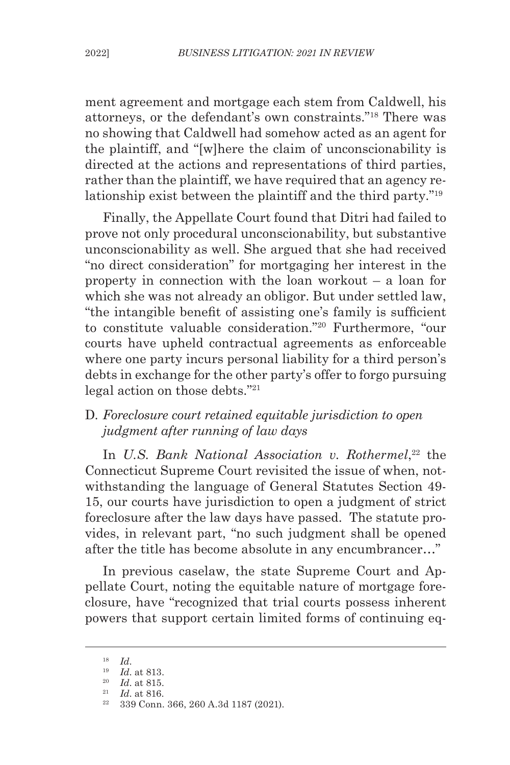ment agreement and mortgage each stem from Caldwell, his attorneys, or the defendant's own constraints."[18] There was no showing that Caldwell had somehow acted as an agent for the plaintiff, and "[w]here the claim of unconscionability is directed at the actions and representations of third parties, rather than the plaintiff, we have required that an agency relationship exist between the plaintiff and the third party."[19]

Finally, the Appellate Court found that Ditri had failed to prove not only procedural unconscionability, but substantive unconscionability as well. She argued that she had received "no direct consideration" for mortgaging her interest in the property in connection with the loan workout – a loan for which she was not already an obligor. But under settled law, "the intangible benefit of assisting one's family is sufficient to constitute valuable consideration."[20] Furthermore, "our courts have upheld contractual agreements as enforceable where one party incurs personal liability for a third person's debts in exchange for the other party's offer to forgo pursuing legal action on those debts."[21]

### D. *Foreclosure court retained equitable jurisdiction to open judgment after running of law days*

In *U.S. Bank National Association v. Rothermel*,[22] the Connecticut Supreme Court revisited the issue of when, notwithstanding the language of General Statutes Section 49-15, our courts have jurisdiction to open a judgment of strict foreclosure after the law days have passed. The statute provides, in relevant part, "no such judgment shall be opened after the title has become absolute in any encumbrancer…"

In previous caselaw, the state Supreme Court and Appellate Court, noting the equitable nature of mortgage foreclosure, have "recognized that trial courts possess inherent powers that support certain limited forms of continuing eq-

---

[18] *Id*.

[19] *Id*. at 813.

[20] *Id*. at 815.

[21] *Id*. at 816.

[22] 339 Conn. 366, 260 A.3d 1187 (2021).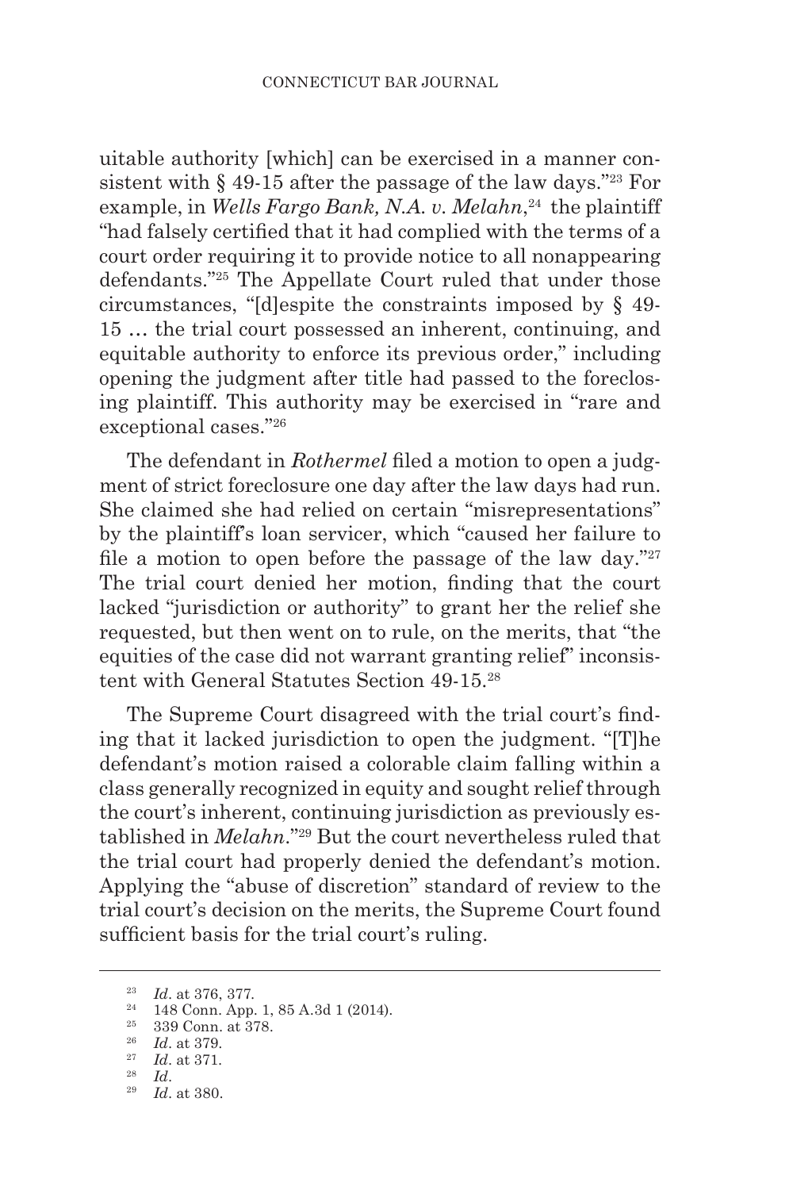uitable authority [which] can be exercised in a manner consistent with § 49-15 after the passage of the law days."[23] For example, in *Wells Fargo Bank, N.A. v. Melahn*,[24] the plaintiff "had falsely certified that it had complied with the terms of a court order requiring it to provide notice to all nonappearing defendants."[25] The Appellate Court ruled that under those circumstances, "[d]espite the constraints imposed by § 49-15 … the trial court possessed an inherent, continuing, and equitable authority to enforce its previous order," including opening the judgment after title had passed to the foreclosing plaintiff. This authority may be exercised in "rare and exceptional cases."[26]

The defendant in *Rothermel* filed a motion to open a judgment of strict foreclosure one day after the law days had run. She claimed she had relied on certain "misrepresentations" by the plaintiff's loan servicer, which "caused her failure to file a motion to open before the passage of the law day."[27] The trial court denied her motion, finding that the court lacked "jurisdiction or authority" to grant her the relief she requested, but then went on to rule, on the merits, that "the equities of the case did not warrant granting relief" inconsistent with General Statutes Section 49-15.[28]

The Supreme Court disagreed with the trial court's finding that it lacked jurisdiction to open the judgment. "[T]he defendant's motion raised a colorable claim falling within a class generally recognized in equity and sought relief through the court's inherent, continuing jurisdiction as previously established in *Melahn*."[29] But the court nevertheless ruled that the trial court had properly denied the defendant's motion. Applying the "abuse of discretion" standard of review to the trial court's decision on the merits, the Supreme Court found sufficient basis for the trial court's ruling.

---

[23] *Id*. at 376, 377.

[24] 148 Conn. App. 1, 85 A.3d 1 (2014).

[25] 339 Conn. at 378.

[26] *Id*. at 379.

[27] *Id*. at 371.

[28] *Id*.

[29] *Id*. at 380.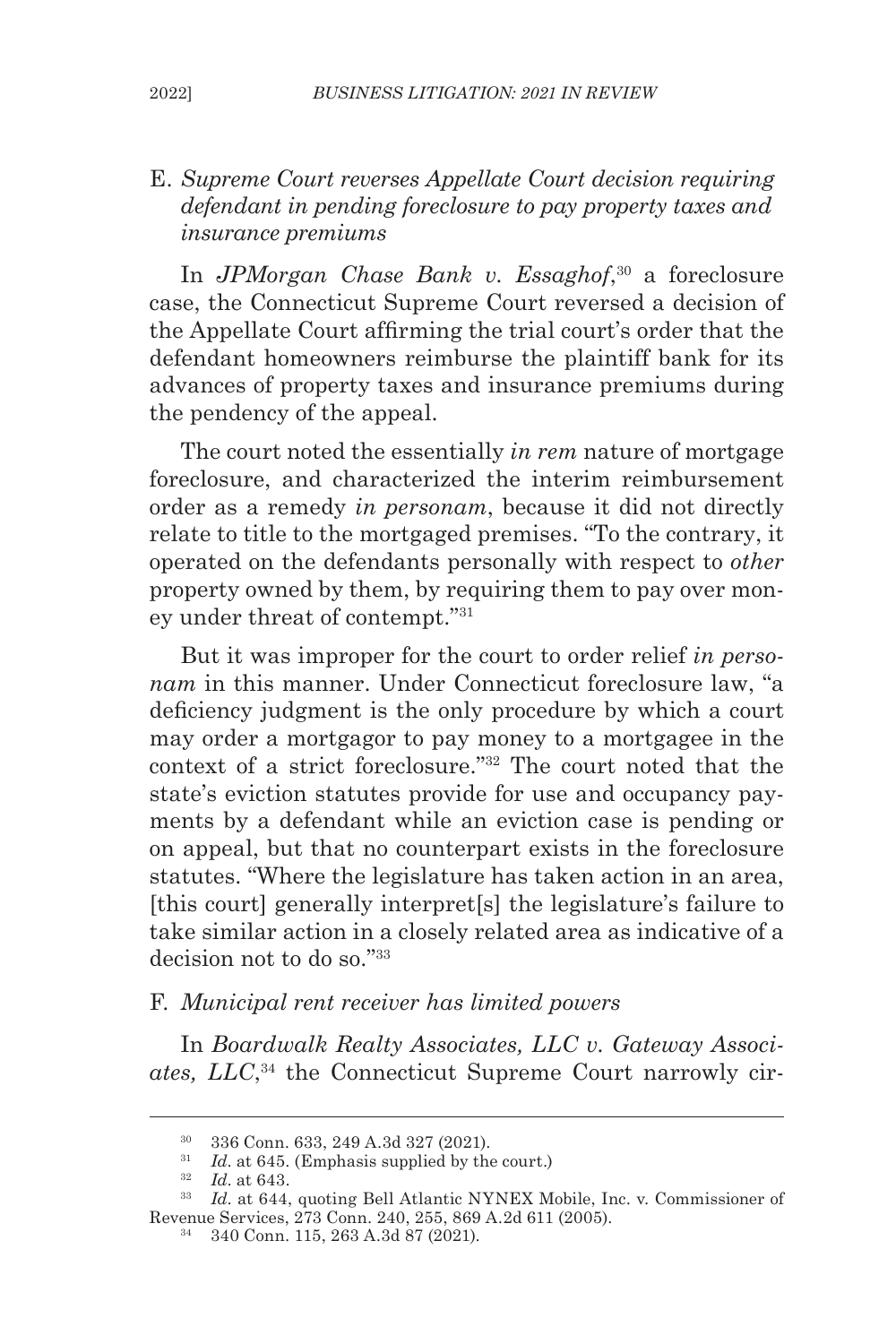E. *Supreme Court reverses Appellate Court decision requiring defendant in pending foreclosure to pay property taxes and insurance premiums*

In *JPMorgan Chase Bank v. Essaghof*,[30] a foreclosure case, the Connecticut Supreme Court reversed a decision of the Appellate Court affirming the trial court's order that the defendant homeowners reimburse the plaintiff bank for its advances of property taxes and insurance premiums during the pendency of the appeal.

The court noted the essentially *in rem* nature of mortgage foreclosure, and characterized the interim reimbursement order as a remedy *in personam*, because it did not directly relate to title to the mortgaged premises. "To the contrary, it operated on the defendants personally with respect to *other* property owned by them, by requiring them to pay over money under threat of contempt."[31]

But it was improper for the court to order relief *in personam* in this manner. Under Connecticut foreclosure law, "a deficiency judgment is the only procedure by which a court may order a mortgagor to pay money to a mortgagee in the context of a strict foreclosure."[32] The court noted that the state's eviction statutes provide for use and occupancy payments by a defendant while an eviction case is pending or on appeal, but that no counterpart exists in the foreclosure statutes. "Where the legislature has taken action in an area, [this court] generally interpret[s] the legislature's failure to take similar action in a closely related area as indicative of a decision not to do so."[33]

F. *Municipal rent receiver has limited powers*

In *Boardwalk Realty Associates, LLC v. Gateway Associates, LLC*,[34] the Connecticut Supreme Court narrowly cir-

---

[30] 336 Conn. 633, 249 A.3d 327 (2021).

[31] *Id.* at 645. (Emphasis supplied by the court.)

[32] *Id.* at 643.

[33] *Id.* at 644, quoting Bell Atlantic NYNEX Mobile, Inc. v. Commissioner of Revenue Services, 273 Conn. 240, 255, 869 A.2d 611 (2005).

[34] 340 Conn. 115, 263 A.3d 87 (2021).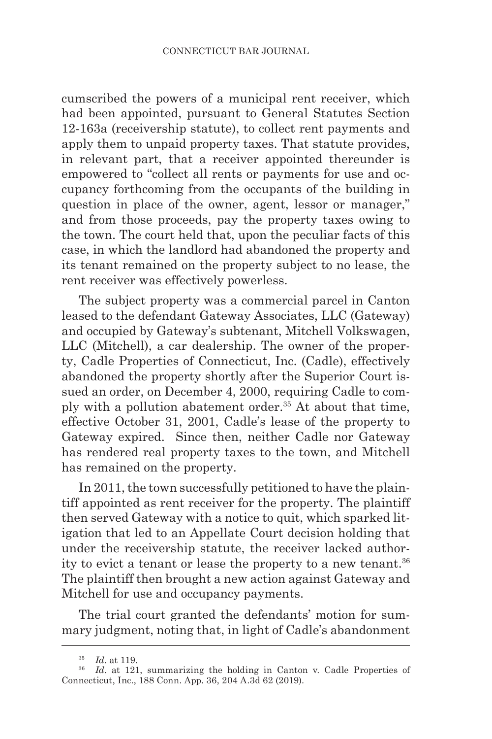cumscribed the powers of a municipal rent receiver, which had been appointed, pursuant to General Statutes Section 12-163a (receivership statute), to collect rent payments and apply them to unpaid property taxes. That statute provides, in relevant part, that a receiver appointed thereunder is empowered to "collect all rents or payments for use and occupancy forthcoming from the occupants of the building in question in place of the owner, agent, lessor or manager," and from those proceeds, pay the property taxes owing to the town. The court held that, upon the peculiar facts of this case, in which the landlord had abandoned the property and its tenant remained on the property subject to no lease, the rent receiver was effectively powerless.

The subject property was a commercial parcel in Canton leased to the defendant Gateway Associates, LLC (Gateway) and occupied by Gateway's subtenant, Mitchell Volkswagen, LLC (Mitchell), a car dealership. The owner of the property, Cadle Properties of Connecticut, Inc. (Cadle), effectively abandoned the property shortly after the Superior Court issued an order, on December 4, 2000, requiring Cadle to comply with a pollution abatement order.[35] At about that time, effective October 31, 2001, Cadle's lease of the property to Gateway expired. Since then, neither Cadle nor Gateway has rendered real property taxes to the town, and Mitchell has remained on the property.

In 2011, the town successfully petitioned to have the plaintiff appointed as rent receiver for the property. The plaintiff then served Gateway with a notice to quit, which sparked litigation that led to an Appellate Court decision holding that under the receivership statute, the receiver lacked authority to evict a tenant or lease the property to a new tenant.[36] The plaintiff then brought a new action against Gateway and Mitchell for use and occupancy payments.

The trial court granted the defendants' motion for summary judgment, noting that, in light of Cadle's abandonment

---

[35] *Id*. at 119.

[36] *Id*. at 121, summarizing the holding in Canton v. Cadle Properties of Connecticut, Inc., 188 Conn. App. 36, 204 A.3d 62 (2019).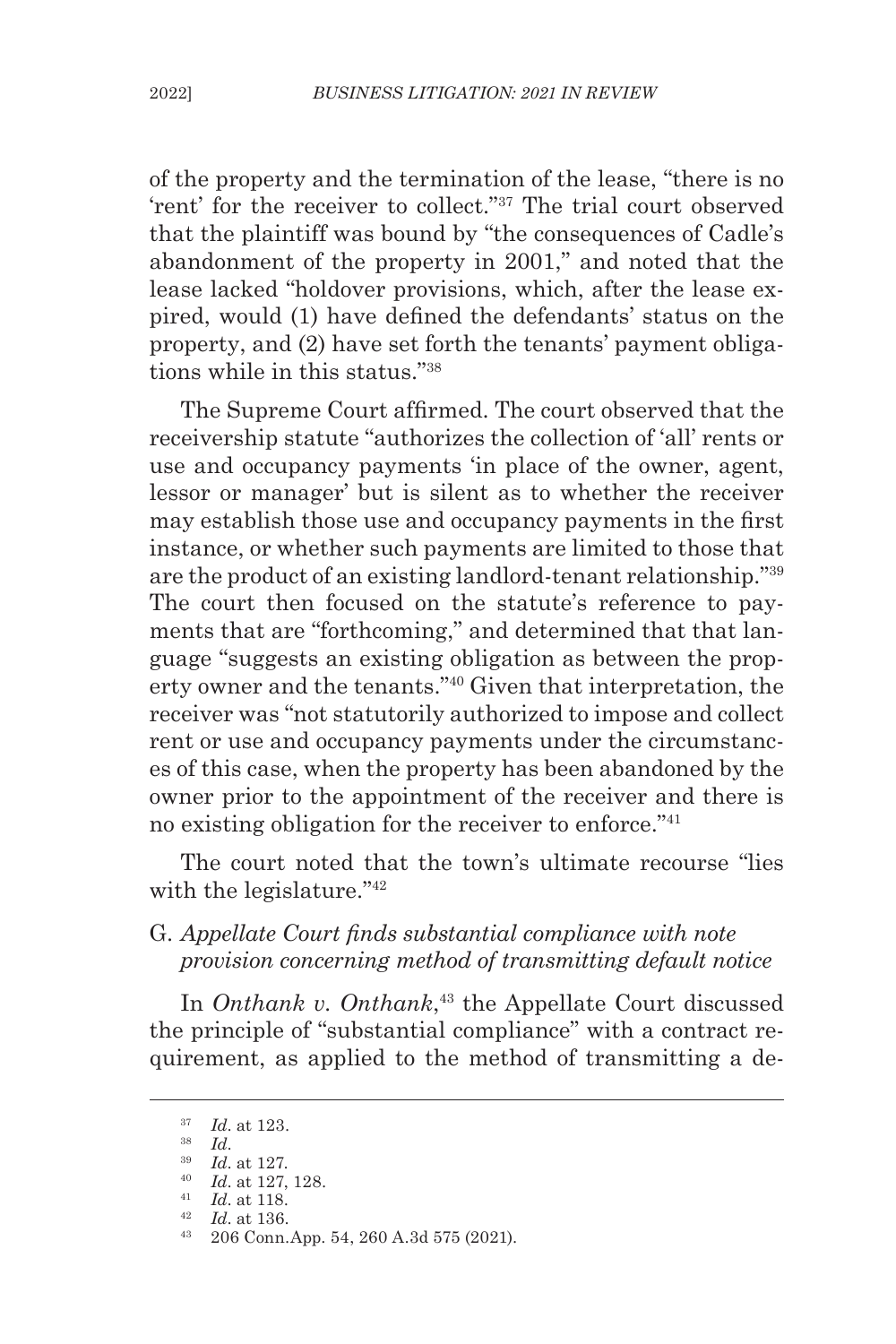of the property and the termination of the lease, "there is no 'rent' for the receiver to collect."[37] The trial court observed that the plaintiff was bound by "the consequences of Cadle's abandonment of the property in 2001," and noted that the lease lacked "holdover provisions, which, after the lease expired, would (1) have defined the defendants' status on the property, and (2) have set forth the tenants' payment obligations while in this status."[38]

The Supreme Court affirmed. The court observed that the receivership statute "authorizes the collection of 'all' rents or use and occupancy payments 'in place of the owner, agent, lessor or manager' but is silent as to whether the receiver may establish those use and occupancy payments in the first instance, or whether such payments are limited to those that are the product of an existing landlord-tenant relationship."[39] The court then focused on the statute's reference to payments that are "forthcoming," and determined that that language "suggests an existing obligation as between the property owner and the tenants."[40] Given that interpretation, the receiver was "not statutorily authorized to impose and collect rent or use and occupancy payments under the circumstances of this case, when the property has been abandoned by the owner prior to the appointment of the receiver and there is no existing obligation for the receiver to enforce."[41]

The court noted that the town's ultimate recourse "lies with the legislature."[42]

### G. *Appellate Court finds substantial compliance with note provision concerning method of transmitting default notice*

In *Onthank v. Onthank*,[43] the Appellate Court discussed the principle of "substantial compliance" with a contract requirement, as applied to the method of transmitting a de-

---

[37] *Id*. at 123.

[38] *Id*.

[39] *Id*. at 127.

[40] *Id*. at 127, 128.

[41] *Id*. at 118.

[42] *Id*. at 136.

[43] 206 Conn.App. 54, 260 A.3d 575 (2021).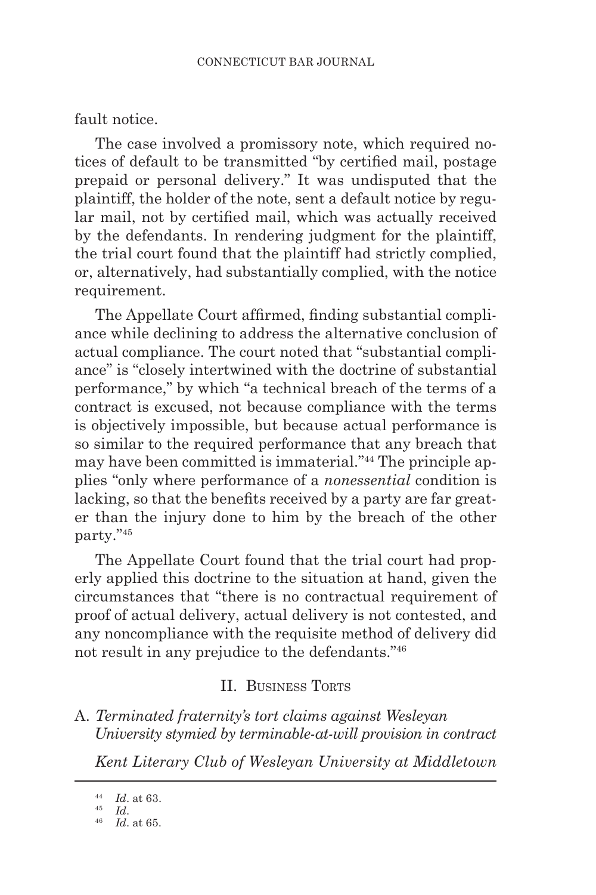fault notice.

The case involved a promissory note, which required notices of default to be transmitted "by certified mail, postage prepaid or personal delivery." It was undisputed that the plaintiff, the holder of the note, sent a default notice by regular mail, not by certified mail, which was actually received by the defendants. In rendering judgment for the plaintiff, the trial court found that the plaintiff had strictly complied, or, alternatively, had substantially complied, with the notice requirement.

The Appellate Court affirmed, finding substantial compliance while declining to address the alternative conclusion of actual compliance. The court noted that "substantial compliance" is "closely intertwined with the doctrine of substantial performance," by which "a technical breach of the terms of a contract is excused, not because compliance with the terms is objectively impossible, but because actual performance is so similar to the required performance that any breach that may have been committed is immaterial."[44] The principle applies "only where performance of a *nonessential* condition is lacking, so that the benefits received by a party are far greater than the injury done to him by the breach of the other party."[45]

The Appellate Court found that the trial court had properly applied this doctrine to the situation at hand, given the circumstances that "there is no contractual requirement of proof of actual delivery, actual delivery is not contested, and any noncompliance with the requisite method of delivery did not result in any prejudice to the defendants."[46]

## II. Business Torts

### A. *Terminated fraternity's tort claims against Wesleyan University stymied by terminable-at-will provision in contract*

*Kent Literary Club of Wesleyan University at Middletown*

---

[44] *Id*. at 63.

[45] *Id*.

[46] *Id*. at 65.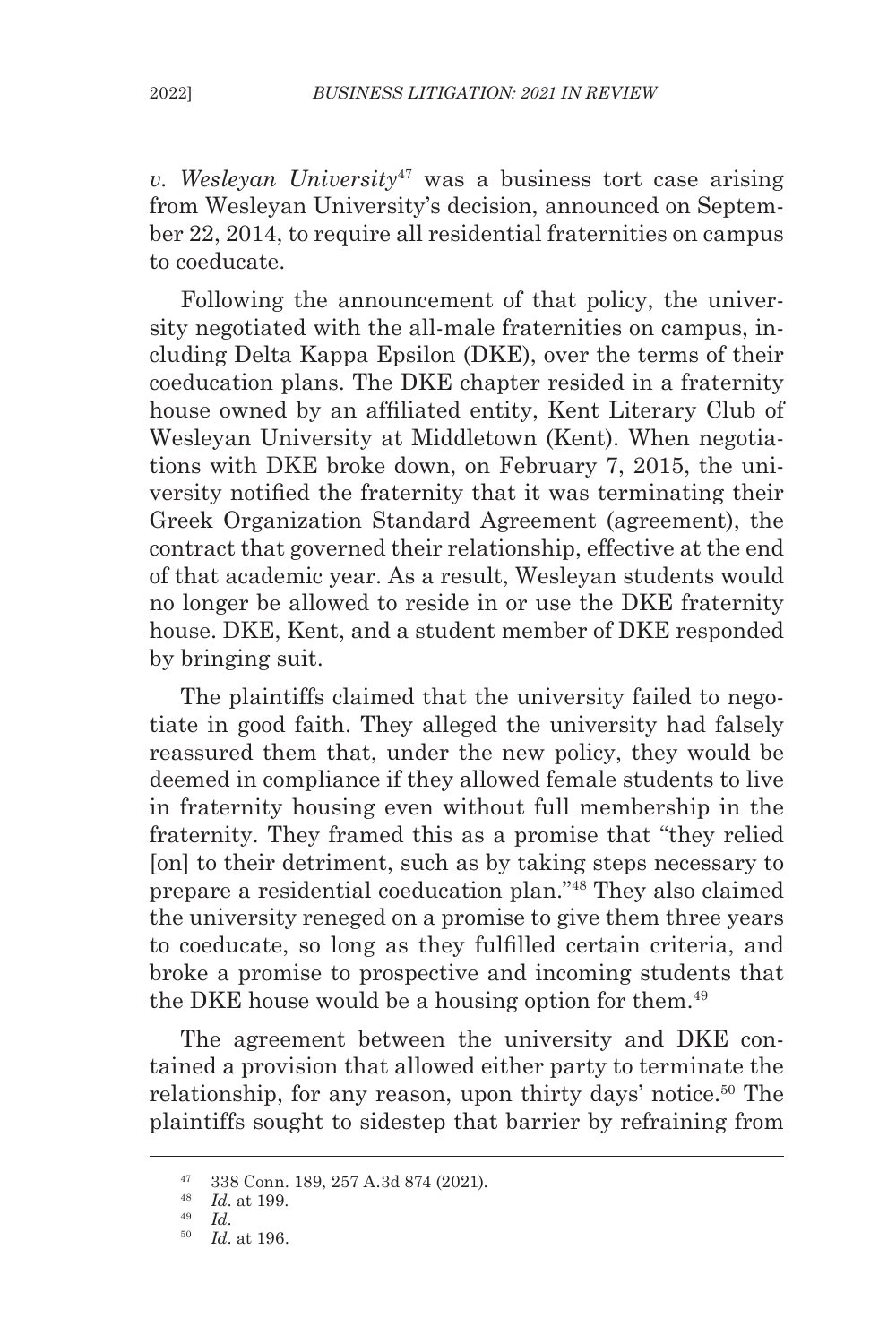*v. Wesleyan University*[47] was a business tort case arising from Wesleyan University's decision, announced on September 22, 2014, to require all residential fraternities on campus to coeducate.

Following the announcement of that policy, the university negotiated with the all-male fraternities on campus, including Delta Kappa Epsilon (DKE), over the terms of their coeducation plans. The DKE chapter resided in a fraternity house owned by an affiliated entity, Kent Literary Club of Wesleyan University at Middletown (Kent). When negotiations with DKE broke down, on February 7, 2015, the university notified the fraternity that it was terminating their Greek Organization Standard Agreement (agreement), the contract that governed their relationship, effective at the end of that academic year. As a result, Wesleyan students would no longer be allowed to reside in or use the DKE fraternity house. DKE, Kent, and a student member of DKE responded by bringing suit.

The plaintiffs claimed that the university failed to negotiate in good faith. They alleged the university had falsely reassured them that, under the new policy, they would be deemed in compliance if they allowed female students to live in fraternity housing even without full membership in the fraternity. They framed this as a promise that "they relied [on] to their detriment, such as by taking steps necessary to prepare a residential coeducation plan."[48] They also claimed the university reneged on a promise to give them three years to coeducate, so long as they fulfilled certain criteria, and broke a promise to prospective and incoming students that the DKE house would be a housing option for them.[49]

The agreement between the university and DKE contained a provision that allowed either party to terminate the relationship, for any reason, upon thirty days' notice.[50] The plaintiffs sought to sidestep that barrier by refraining from

[47] 338 Conn. 189, 257 A.3d 874 (2021).

[48] *Id*. at 199.

[49] *Id*.

[50] *Id*. at 196.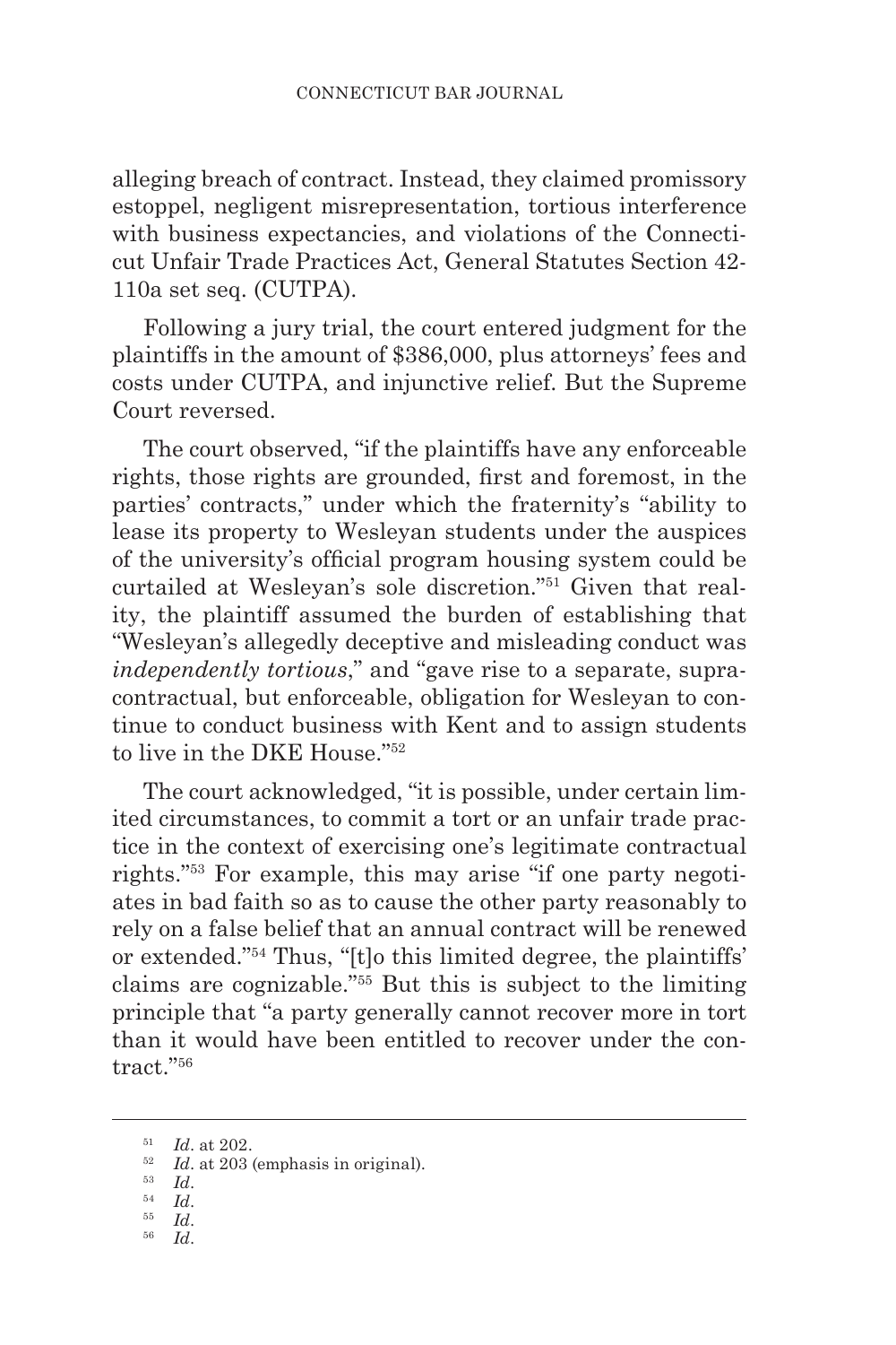alleging breach of contract. Instead, they claimed promissory estoppel, negligent misrepresentation, tortious interference with business expectancies, and violations of the Connecticut Unfair Trade Practices Act, General Statutes Section 42-110a set seq. (CUTPA).

Following a jury trial, the court entered judgment for the plaintiffs in the amount of $386,000, plus attorneys' fees and costs under CUTPA, and injunctive relief. But the Supreme Court reversed.

The court observed, "if the plaintiffs have any enforceable rights, those rights are grounded, first and foremost, in the parties' contracts," under which the fraternity's "ability to lease its property to Wesleyan students under the auspices of the university's official program housing system could be curtailed at Wesleyan's sole discretion."[51] Given that reality, the plaintiff assumed the burden of establishing that "Wesleyan's allegedly deceptive and misleading conduct was *independently tortious*," and "gave rise to a separate, supra-contractual, but enforceable, obligation for Wesleyan to continue to conduct business with Kent and to assign students to live in the DKE House."[52]

The court acknowledged, "it is possible, under certain limited circumstances, to commit a tort or an unfair trade practice in the context of exercising one's legitimate contractual rights."[53] For example, this may arise "if one party negotiates in bad faith so as to cause the other party reasonably to rely on a false belief that an annual contract will be renewed or extended."[54] Thus, "[t]o this limited degree, the plaintiffs' claims are cognizable."[55] But this is subject to the limiting principle that "a party generally cannot recover more in tort than it would have been entitled to recover under the contract."[56]

---

[51] *Id*. at 202.

[52] *Id*. at 203 (emphasis in original).

[53] *Id*.

[54] *Id*.

[55] *Id*.

[56] *Id*.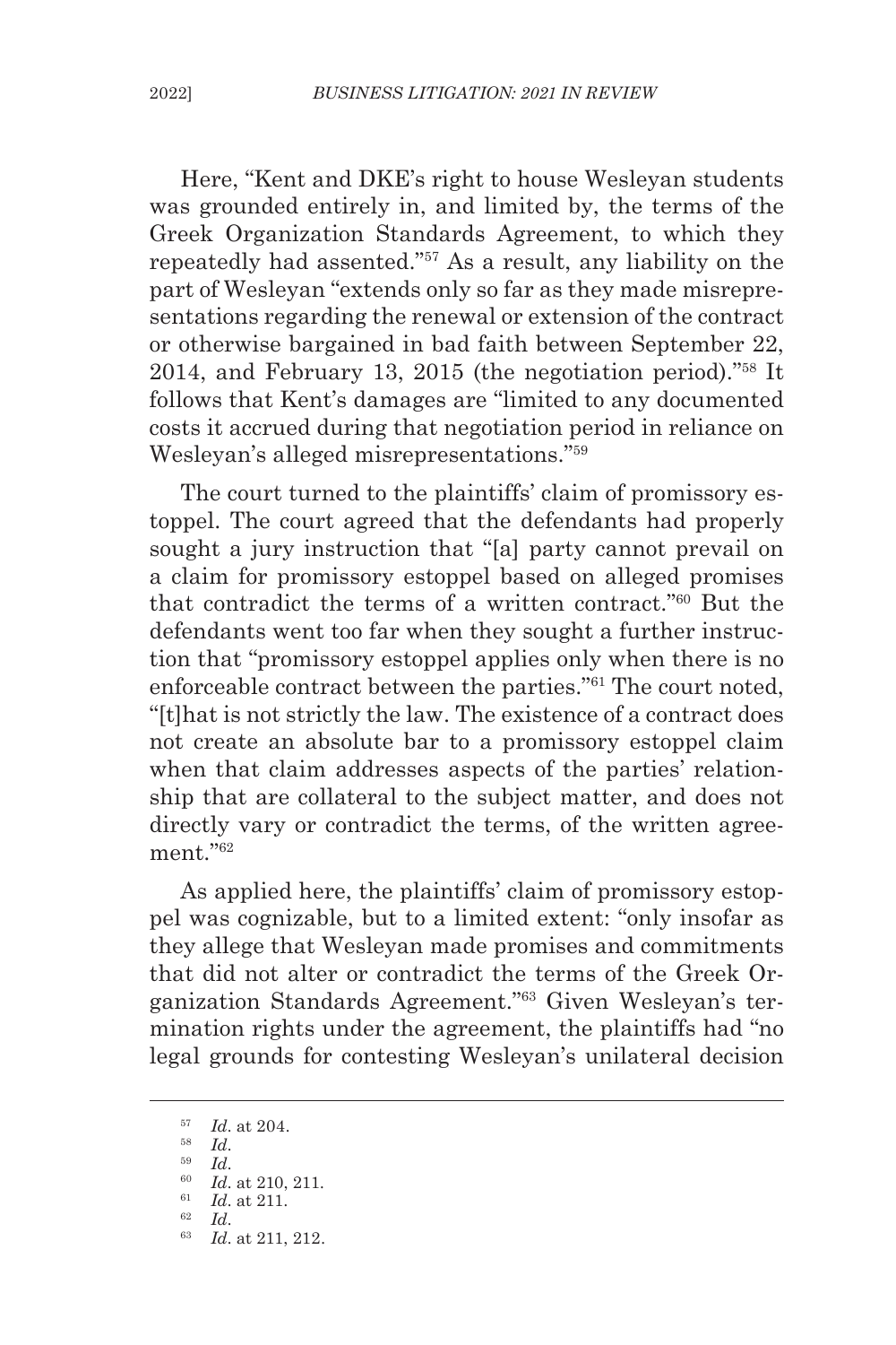Here, "Kent and DKE's right to house Wesleyan students was grounded entirely in, and limited by, the terms of the Greek Organization Standards Agreement, to which they repeatedly had assented."[57] As a result, any liability on the part of Wesleyan "extends only so far as they made misrepresentations regarding the renewal or extension of the contract or otherwise bargained in bad faith between September 22, 2014, and February 13, 2015 (the negotiation period)."[58] It follows that Kent's damages are "limited to any documented costs it accrued during that negotiation period in reliance on Wesleyan's alleged misrepresentations."[59]

The court turned to the plaintiffs' claim of promissory estoppel. The court agreed that the defendants had properly sought a jury instruction that "[a] party cannot prevail on a claim for promissory estoppel based on alleged promises that contradict the terms of a written contract."[60] But the defendants went too far when they sought a further instruction that "promissory estoppel applies only when there is no enforceable contract between the parties."[61] The court noted, "[t]hat is not strictly the law. The existence of a contract does not create an absolute bar to a promissory estoppel claim when that claim addresses aspects of the parties' relationship that are collateral to the subject matter, and does not directly vary or contradict the terms, of the written agreement."[62]

As applied here, the plaintiffs' claim of promissory estoppel was cognizable, but to a limited extent: "only insofar as they allege that Wesleyan made promises and commitments that did not alter or contradict the terms of the Greek Organization Standards Agreement."[63] Given Wesleyan's termination rights under the agreement, the plaintiffs had "no legal grounds for contesting Wesleyan's unilateral decision

---

[57] *Id*. at 204.

[58] *Id*.

[59] *Id*.

[60] *Id*. at 210, 211.

[61] *Id*. at 211.

[62] *Id*.

[63] *Id*. at 211, 212.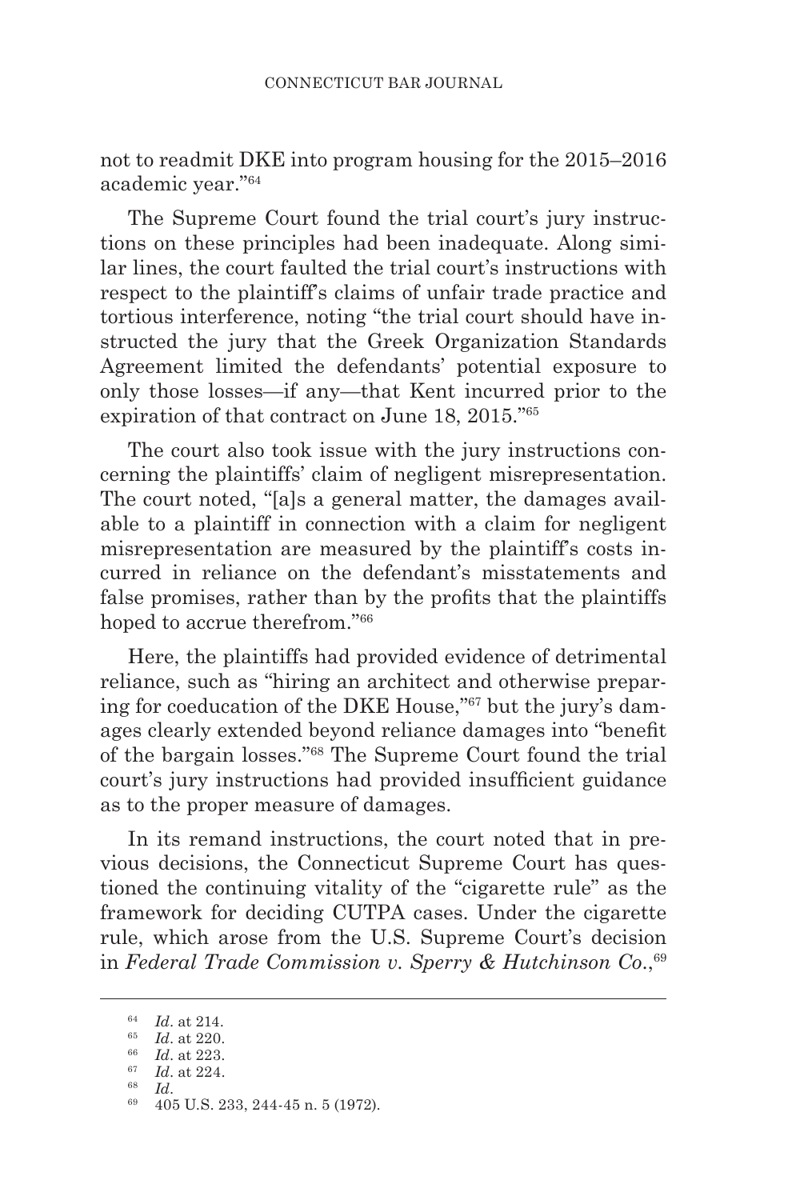not to readmit DKE into program housing for the 2015–2016 academic year."[64]

The Supreme Court found the trial court's jury instructions on these principles had been inadequate. Along similar lines, the court faulted the trial court's instructions with respect to the plaintiff's claims of unfair trade practice and tortious interference, noting "the trial court should have instructed the jury that the Greek Organization Standards Agreement limited the defendants' potential exposure to only those losses—if any—that Kent incurred prior to the expiration of that contract on June 18, 2015."[65]

The court also took issue with the jury instructions concerning the plaintiffs' claim of negligent misrepresentation. The court noted, "[a]s a general matter, the damages available to a plaintiff in connection with a claim for negligent misrepresentation are measured by the plaintiff's costs incurred in reliance on the defendant's misstatements and false promises, rather than by the profits that the plaintiffs hoped to accrue therefrom."[66]

Here, the plaintiffs had provided evidence of detrimental reliance, such as "hiring an architect and otherwise preparing for coeducation of the DKE House,"[67] but the jury's damages clearly extended beyond reliance damages into "benefit of the bargain losses."[68] The Supreme Court found the trial court's jury instructions had provided insufficient guidance as to the proper measure of damages.

In its remand instructions, the court noted that in previous decisions, the Connecticut Supreme Court has questioned the continuing vitality of the "cigarette rule" as the framework for deciding CUTPA cases. Under the cigarette rule, which arose from the U.S. Supreme Court's decision in *Federal Trade Commission v. Sperry & Hutchinson Co.*,[69]

---

[64] *Id*. at 214.

[65] *Id*. at 220.

[66] *Id*. at 223.

[67] *Id*. at 224.

[68] *Id*.

[69] 405 U.S. 233, 244-45 n. 5 (1972).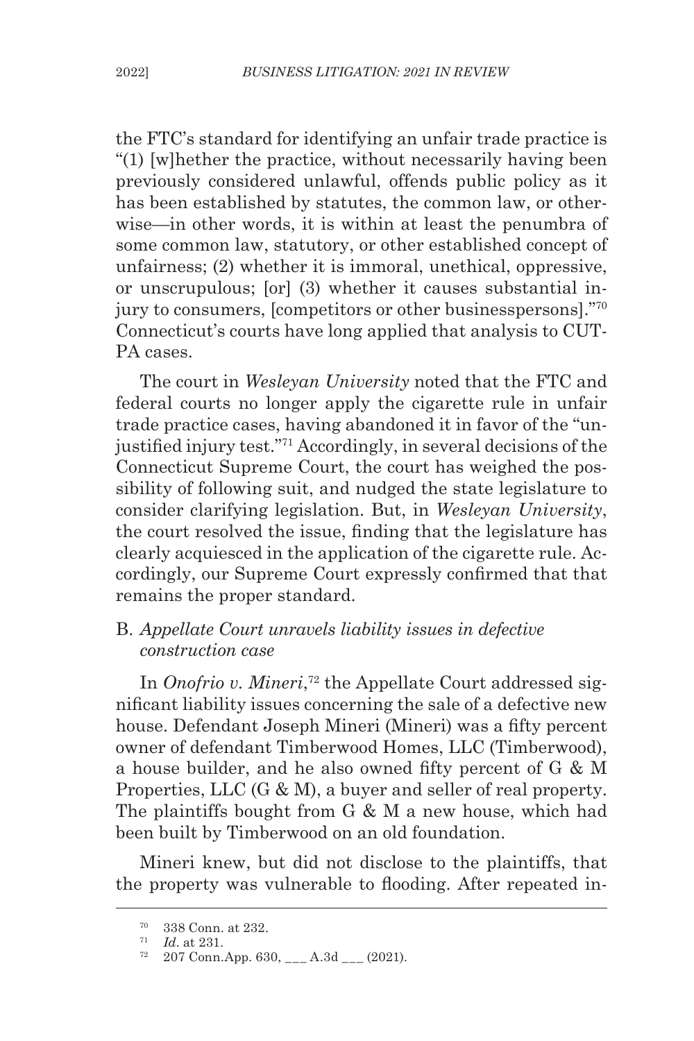the FTC's standard for identifying an unfair trade practice is "(1) [w]hether the practice, without necessarily having been previously considered unlawful, offends public policy as it has been established by statutes, the common law, or otherwise—in other words, it is within at least the penumbra of some common law, statutory, or other established concept of unfairness; (2) whether it is immoral, unethical, oppressive, or unscrupulous; [or] (3) whether it causes substantial injury to consumers, [competitors or other businesspersons]."[70] Connecticut's courts have long applied that analysis to CUTPA cases.

The court in *Wesleyan University* noted that the FTC and federal courts no longer apply the cigarette rule in unfair trade practice cases, having abandoned it in favor of the "unjustified injury test."[71] Accordingly, in several decisions of the Connecticut Supreme Court, the court has weighed the possibility of following suit, and nudged the state legislature to consider clarifying legislation. But, in *Wesleyan University*, the court resolved the issue, finding that the legislature has clearly acquiesced in the application of the cigarette rule. Accordingly, our Supreme Court expressly confirmed that that remains the proper standard.

## B. *Appellate Court unravels liability issues in defective construction case*

In *Onofrio v. Mineri*,[72] the Appellate Court addressed significant liability issues concerning the sale of a defective new house. Defendant Joseph Mineri (Mineri) was a fifty percent owner of defendant Timberwood Homes, LLC (Timberwood), a house builder, and he also owned fifty percent of G & M Properties, LLC (G & M), a buyer and seller of real property. The plaintiffs bought from G & M a new house, which had been built by Timberwood on an old foundation.

Mineri knew, but did not disclose to the plaintiffs, that the property was vulnerable to flooding. After repeated in-

---

[70] 338 Conn. at 232.

[71] *Id*. at 231.

[72] 207 Conn.App. 630, ___ A.3d ___ (2021).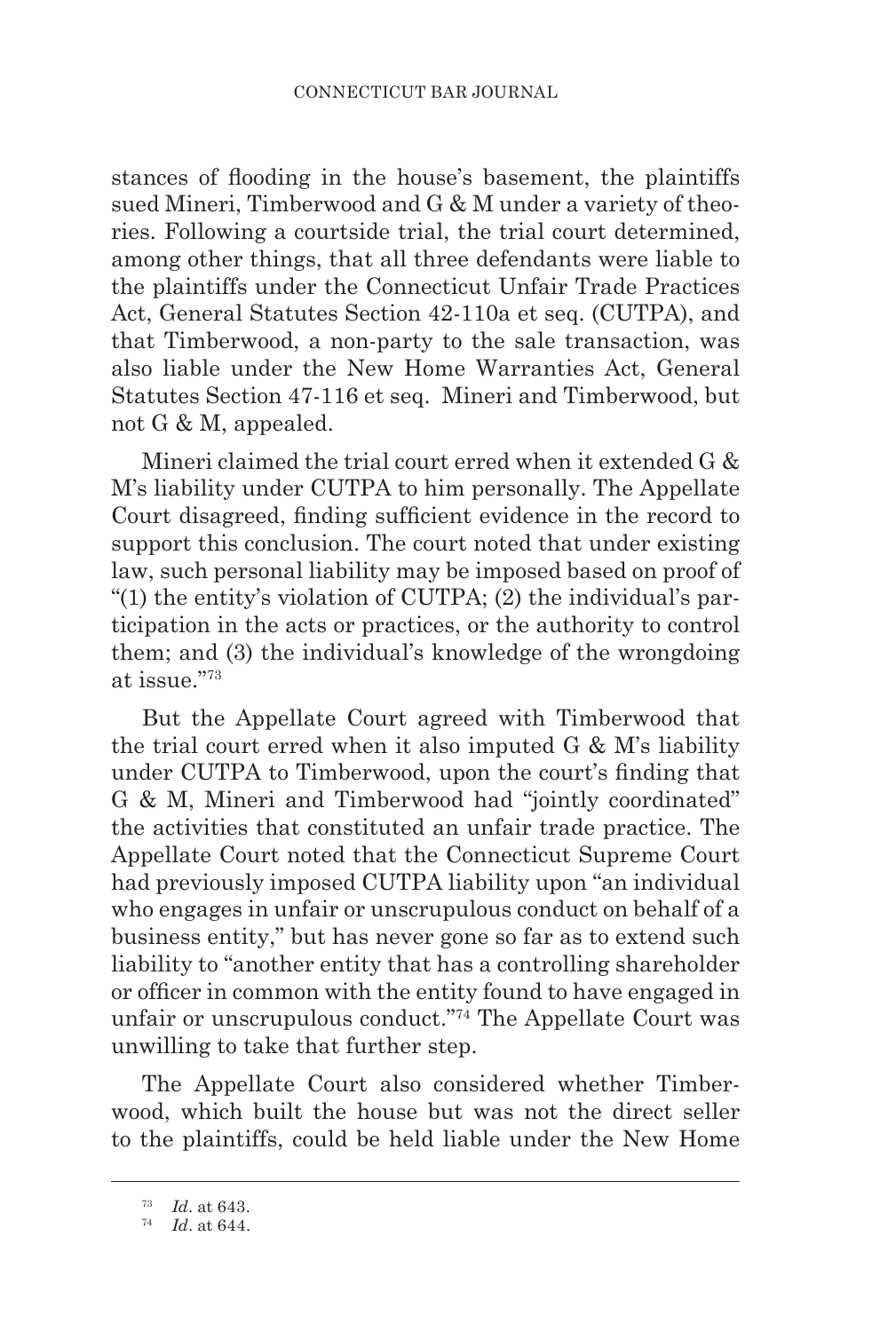stances of flooding in the house's basement, the plaintiffs sued Mineri, Timberwood and G & M under a variety of theories. Following a courtside trial, the trial court determined, among other things, that all three defendants were liable to the plaintiffs under the Connecticut Unfair Trade Practices Act, General Statutes Section 42-110a et seq. (CUTPA), and that Timberwood, a non-party to the sale transaction, was also liable under the New Home Warranties Act, General Statutes Section 47-116 et seq. Mineri and Timberwood, but not G & M, appealed.

Mineri claimed the trial court erred when it extended G & M's liability under CUTPA to him personally. The Appellate Court disagreed, finding sufficient evidence in the record to support this conclusion. The court noted that under existing law, such personal liability may be imposed based on proof of "(1) the entity's violation of CUTPA; (2) the individual's participation in the acts or practices, or the authority to control them; and (3) the individual's knowledge of the wrongdoing at issue."[73]

But the Appellate Court agreed with Timberwood that the trial court erred when it also imputed G & M's liability under CUTPA to Timberwood, upon the court's finding that G & M, Mineri and Timberwood had "jointly coordinated" the activities that constituted an unfair trade practice. The Appellate Court noted that the Connecticut Supreme Court had previously imposed CUTPA liability upon "an individual who engages in unfair or unscrupulous conduct on behalf of a business entity," but has never gone so far as to extend such liability to "another entity that has a controlling shareholder or officer in common with the entity found to have engaged in unfair or unscrupulous conduct."[74] The Appellate Court was unwilling to take that further step.

The Appellate Court also considered whether Timberwood, which built the house but was not the direct seller to the plaintiffs, could be held liable under the New Home

---

[73] *Id*. at 643.

[74] *Id*. at 644.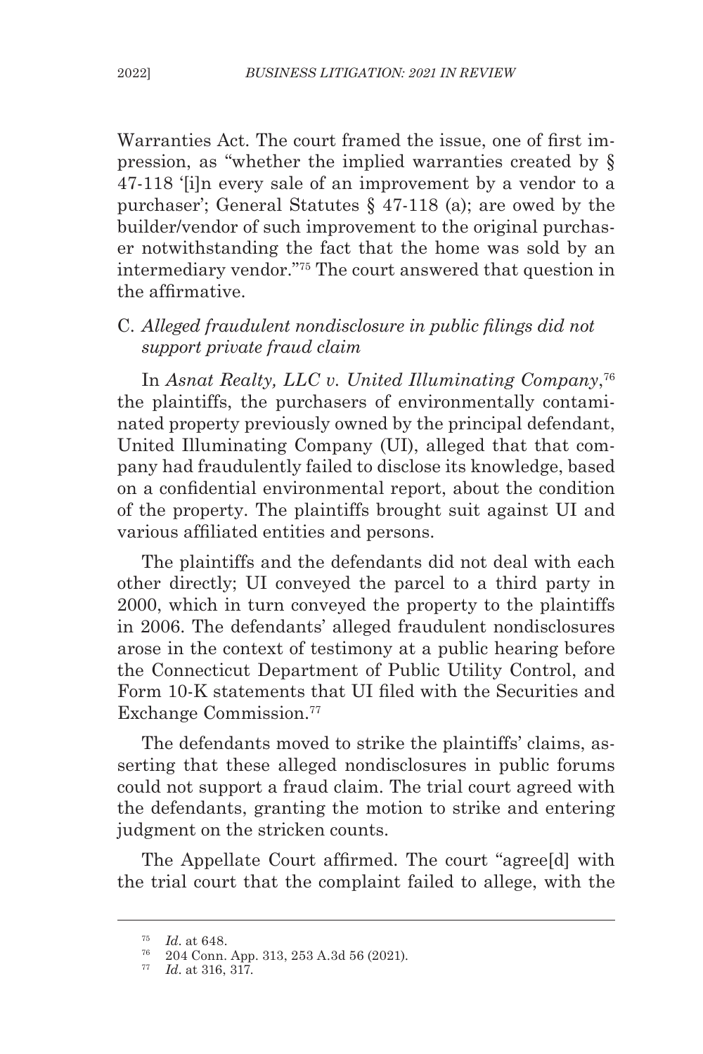Warranties Act. The court framed the issue, one of first impression, as "whether the implied warranties created by § 47-118 '[i]n every sale of an improvement by a vendor to a purchaser'; General Statutes § 47-118 (a); are owed by the builder/vendor of such improvement to the original purchaser notwithstanding the fact that the home was sold by an intermediary vendor."[75] The court answered that question in the affirmative.

### C. *Alleged fraudulent nondisclosure in public filings did not support private fraud claim*

In *Asnat Realty, LLC v. United Illuminating Company*,[76] the plaintiffs, the purchasers of environmentally contaminated property previously owned by the principal defendant, United Illuminating Company (UI), alleged that that company had fraudulently failed to disclose its knowledge, based on a confidential environmental report, about the condition of the property. The plaintiffs brought suit against UI and various affiliated entities and persons.

The plaintiffs and the defendants did not deal with each other directly; UI conveyed the parcel to a third party in 2000, which in turn conveyed the property to the plaintiffs in 2006. The defendants' alleged fraudulent nondisclosures arose in the context of testimony at a public hearing before the Connecticut Department of Public Utility Control, and Form 10-K statements that UI filed with the Securities and Exchange Commission.[77]

The defendants moved to strike the plaintiffs' claims, asserting that these alleged nondisclosures in public forums could not support a fraud claim. The trial court agreed with the defendants, granting the motion to strike and entering judgment on the stricken counts.

The Appellate Court affirmed. The court "agree[d] with the trial court that the complaint failed to allege, with the

---

[75] *Id*. at 648.

[76] 204 Conn. App. 313, 253 A.3d 56 (2021).

[77] *Id*. at 316, 317.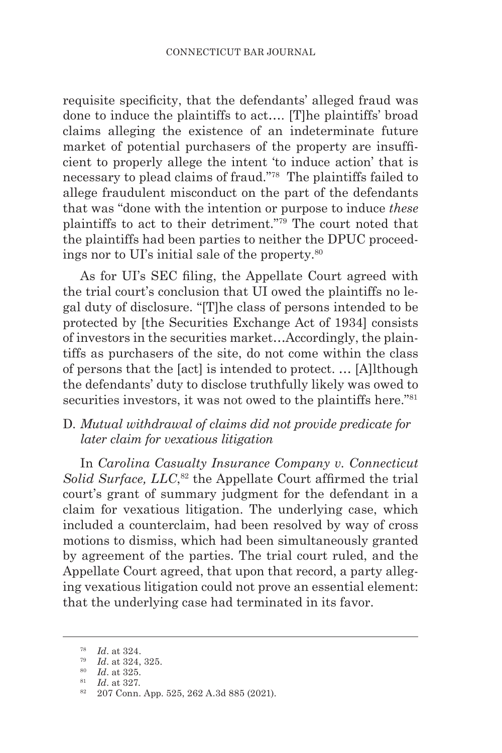requisite specificity, that the defendants' alleged fraud was done to induce the plaintiffs to act…. [T]he plaintiffs' broad claims alleging the existence of an indeterminate future market of potential purchasers of the property are insufficient to properly allege the intent 'to induce action' that is necessary to plead claims of fraud."[78] The plaintiffs failed to allege fraudulent misconduct on the part of the defendants that was "done with the intention or purpose to induce *these* plaintiffs to act to their detriment."[79] The court noted that the plaintiffs had been parties to neither the DPUC proceedings nor to UI's initial sale of the property.[80]

As for UI's SEC filing, the Appellate Court agreed with the trial court's conclusion that UI owed the plaintiffs no legal duty of disclosure. "[T]he class of persons intended to be protected by [the Securities Exchange Act of 1934] consists of investors in the securities market…Accordingly, the plaintiffs as purchasers of the site, do not come within the class of persons that the [act] is intended to protect. … [A]lthough the defendants' duty to disclose truthfully likely was owed to securities investors, it was not owed to the plaintiffs here."[81]

### D. *Mutual withdrawal of claims did not provide predicate for later claim for vexatious litigation*

In *Carolina Casualty Insurance Company v. Connecticut Solid Surface, LLC*,[82] the Appellate Court affirmed the trial court's grant of summary judgment for the defendant in a claim for vexatious litigation. The underlying case, which included a counterclaim, had been resolved by way of cross motions to dismiss, which had been simultaneously granted by agreement of the parties. The trial court ruled, and the Appellate Court agreed, that upon that record, a party alleging vexatious litigation could not prove an essential element: that the underlying case had terminated in its favor.

---

[78] *Id*. at 324.

[79] *Id*. at 324, 325.

[80] *Id*. at 325.

[81] *Id*. at 327.

[82] 207 Conn. App. 525, 262 A.3d 885 (2021).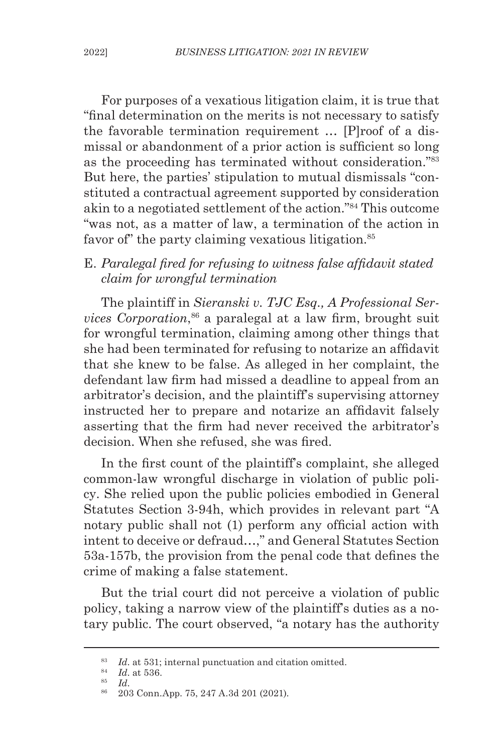For purposes of a vexatious litigation claim, it is true that "final determination on the merits is not necessary to satisfy the favorable termination requirement … [P]roof of a dismissal or abandonment of a prior action is sufficient so long as the proceeding has terminated without consideration."[83] But here, the parties' stipulation to mutual dismissals "constituted a contractual agreement supported by consideration akin to a negotiated settlement of the action."[84] This outcome "was not, as a matter of law, a termination of the action in favor of" the party claiming vexatious litigation.[85]

### E. *Paralegal fired for refusing to witness false affidavit stated claim for wrongful termination*

The plaintiff in *Sieranski v. TJC Esq., A Professional Services Corporation*,[86] a paralegal at a law firm, brought suit for wrongful termination, claiming among other things that she had been terminated for refusing to notarize an affidavit that she knew to be false. As alleged in her complaint, the defendant law firm had missed a deadline to appeal from an arbitrator's decision, and the plaintiff's supervising attorney instructed her to prepare and notarize an affidavit falsely asserting that the firm had never received the arbitrator's decision. When she refused, she was fired.

In the first count of the plaintiff's complaint, she alleged common-law wrongful discharge in violation of public policy. She relied upon the public policies embodied in General Statutes Section 3-94h, which provides in relevant part "A notary public shall not (1) perform any official action with intent to deceive or defraud…," and General Statutes Section 53a-157b, the provision from the penal code that defines the crime of making a false statement.

But the trial court did not perceive a violation of public policy, taking a narrow view of the plaintiff's duties as a notary public. The court observed, "a notary has the authority

---

[83] *Id*. at 531; internal punctuation and citation omitted.

[84] *Id*. at 536.

[85] *Id*.

[86] 203 Conn.App. 75, 247 A.3d 201 (2021).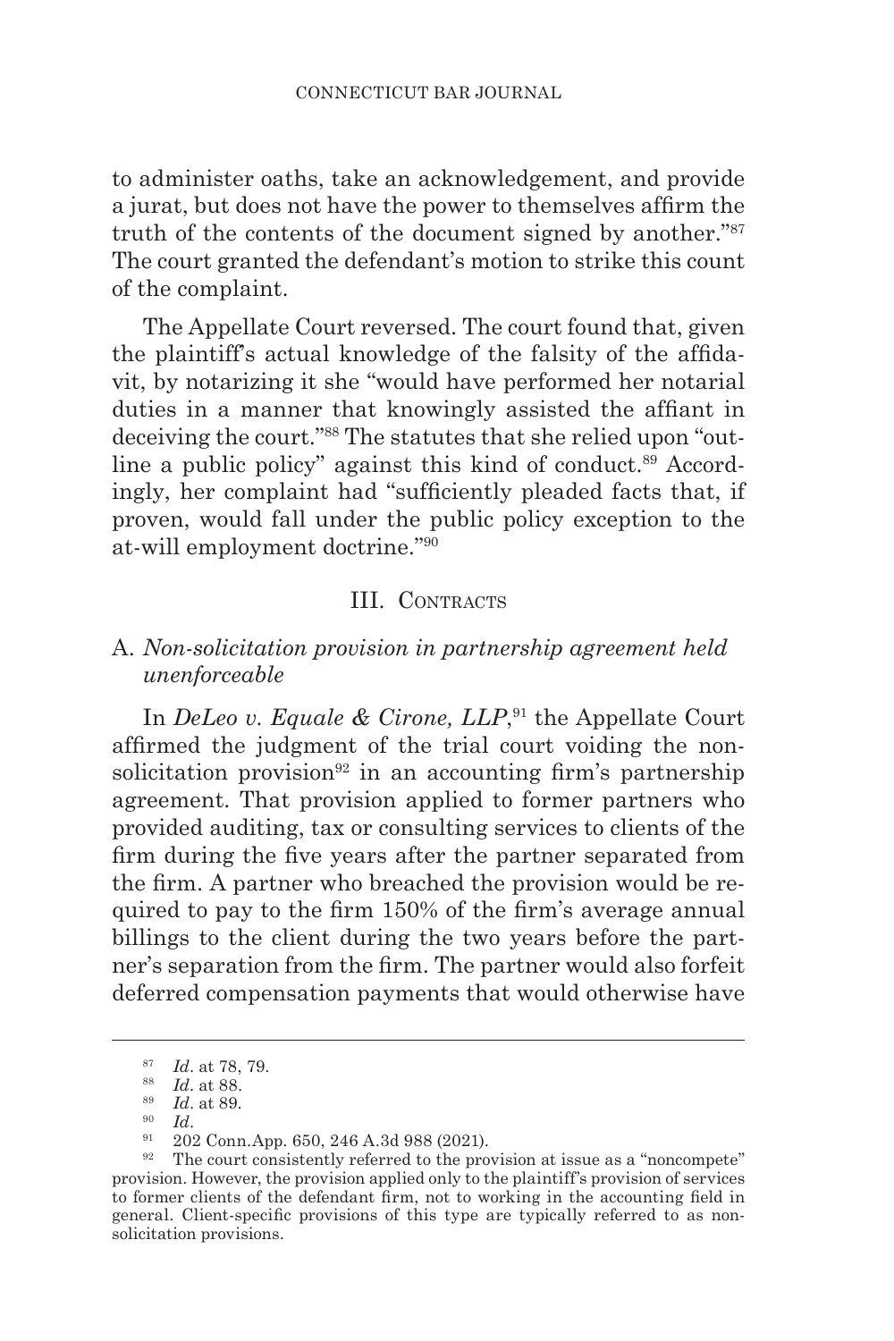to administer oaths, take an acknowledgement, and provide a jurat, but does not have the power to themselves affirm the truth of the contents of the document signed by another."[87] The court granted the defendant's motion to strike this count of the complaint.

The Appellate Court reversed. The court found that, given the plaintiff's actual knowledge of the falsity of the affidavit, by notarizing it she "would have performed her notarial duties in a manner that knowingly assisted the affiant in deceiving the court."[88] The statutes that she relied upon "outline a public policy" against this kind of conduct.[89] Accordingly, her complaint had "sufficiently pleaded facts that, if proven, would fall under the public policy exception to the at-will employment doctrine."[90]

## III. Contracts

### A. *Non-solicitation provision in partnership agreement held unenforceable*

In *DeLeo v. Equale & Cirone, LLP*,[91] the Appellate Court affirmed the judgment of the trial court voiding the non-solicitation provision[92] in an accounting firm's partnership agreement. That provision applied to former partners who provided auditing, tax or consulting services to clients of the firm during the five years after the partner separated from the firm. A partner who breached the provision would be required to pay to the firm 150% of the firm's average annual billings to the client during the two years before the partner's separation from the firm. The partner would also forfeit deferred compensation payments that would otherwise have

---

[87] *Id*. at 78, 79.

[88] *Id*. at 88.

[89] *Id*. at 89.

[90] *Id*.

[91] 202 Conn.App. 650, 246 A.3d 988 (2021).

[92] The court consistently referred to the provision at issue as a "noncompete" provision. However, the provision applied only to the plaintiff's provision of services to former clients of the defendant firm, not to working in the accounting field in general. Client-specific provisions of this type are typically referred to as non-solicitation provisions.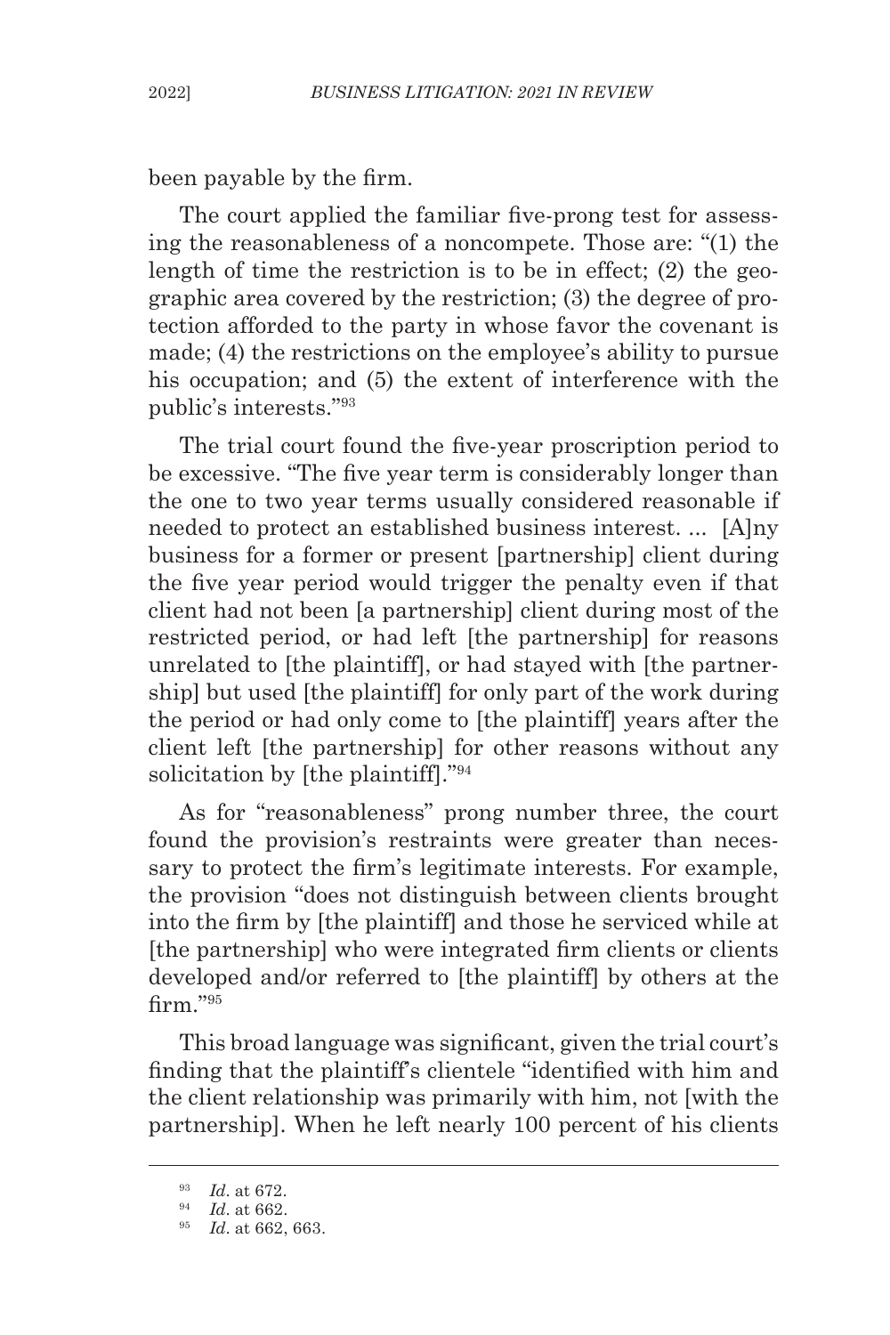been payable by the firm.

The court applied the familiar five-prong test for assessing the reasonableness of a noncompete. Those are: "(1) the length of time the restriction is to be in effect; (2) the geographic area covered by the restriction; (3) the degree of protection afforded to the party in whose favor the covenant is made; (4) the restrictions on the employee's ability to pursue his occupation; and (5) the extent of interference with the public's interests."[93]

The trial court found the five-year proscription period to be excessive. "The five year term is considerably longer than the one to two year terms usually considered reasonable if needed to protect an established business interest. ... [A]ny business for a former or present [partnership] client during the five year period would trigger the penalty even if that client had not been [a partnership] client during most of the restricted period, or had left [the partnership] for reasons unrelated to [the plaintiff], or had stayed with [the partnership] but used [the plaintiff] for only part of the work during the period or had only come to [the plaintiff] years after the client left [the partnership] for other reasons without any solicitation by [the plaintiff]."[94]

As for "reasonableness" prong number three, the court found the provision's restraints were greater than necessary to protect the firm's legitimate interests. For example, the provision "does not distinguish between clients brought into the firm by [the plaintiff] and those he serviced while at [the partnership] who were integrated firm clients or clients developed and/or referred to [the plaintiff] by others at the firm."[95]

This broad language was significant, given the trial court's finding that the plaintiff's clientele "identified with him and the client relationship was primarily with him, not [with the partnership]. When he left nearly 100 percent of his clients

---

[93] *Id*. at 672.

[94] *Id*. at 662.

[95] *Id*. at 662, 663.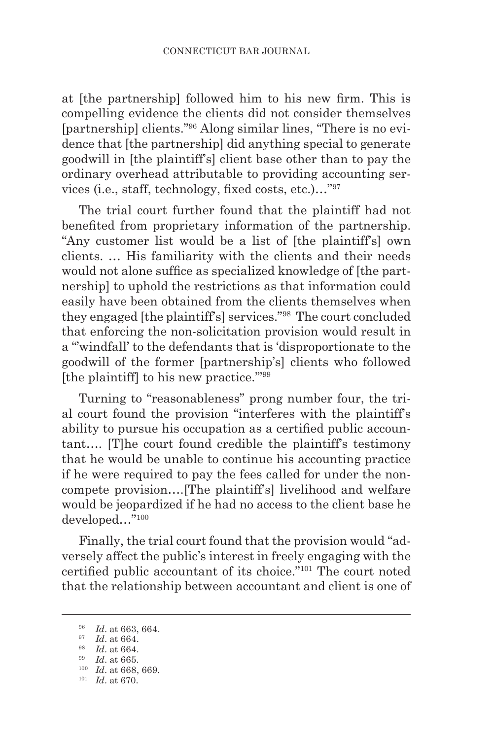at [the partnership] followed him to his new firm. This is compelling evidence the clients did not consider themselves [partnership] clients."[96] Along similar lines, "There is no evidence that [the partnership] did anything special to generate goodwill in [the plaintiff's] client base other than to pay the ordinary overhead attributable to providing accounting services (i.e., staff, technology, fixed costs, etc.)…"[97]

The trial court further found that the plaintiff had not benefited from proprietary information of the partnership. "Any customer list would be a list of [the plaintiff's] own clients. … His familiarity with the clients and their needs would not alone suffice as specialized knowledge of [the partnership] to uphold the restrictions as that information could easily have been obtained from the clients themselves when they engaged [the plaintiff's] services."[98] The court concluded that enforcing the non-solicitation provision would result in a "'windfall' to the defendants that is 'disproportionate to the goodwill of the former [partnership's] clients who followed [the plaintiff] to his new practice.'"[99]

Turning to "reasonableness" prong number four, the trial court found the provision "interferes with the plaintiff's ability to pursue his occupation as a certified public accountant…. [T]he court found credible the plaintiff's testimony that he would be unable to continue his accounting practice if he were required to pay the fees called for under the noncompete provision….[The plaintiff's] livelihood and welfare would be jeopardized if he had no access to the client base he developed…"[100]

Finally, the trial court found that the provision would "adversely affect the public's interest in freely engaging with the certified public accountant of its choice."[101] The court noted that the relationship between accountant and client is one of

---

[96] *Id*. at 663, 664.

[97] *Id*. at 664.

[98] *Id*. at 664.

[99] *Id*. at 665.

[100] *Id*. at 668, 669.

[101] *Id*. at 670.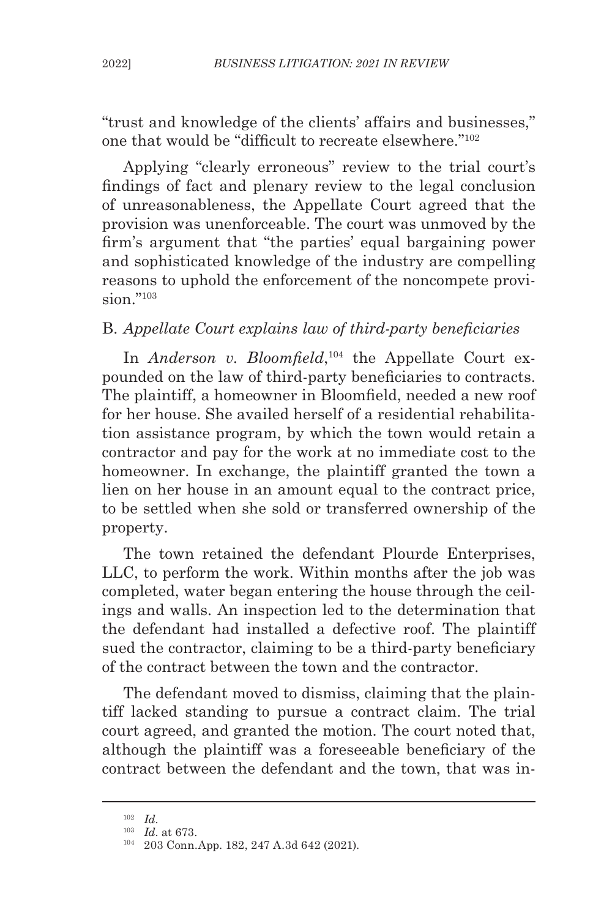"trust and knowledge of the clients' affairs and businesses," one that would be "difficult to recreate elsewhere."[102]

Applying "clearly erroneous" review to the trial court's findings of fact and plenary review to the legal conclusion of unreasonableness, the Appellate Court agreed that the provision was unenforceable. The court was unmoved by the firm's argument that "the parties' equal bargaining power and sophisticated knowledge of the industry are compelling reasons to uphold the enforcement of the noncompete provision."[103]

### B. *Appellate Court explains law of third-party beneficiaries*

In *Anderson v. Bloomfield*,[104] the Appellate Court expounded on the law of third-party beneficiaries to contracts. The plaintiff, a homeowner in Bloomfield, needed a new roof for her house. She availed herself of a residential rehabilitation assistance program, by which the town would retain a contractor and pay for the work at no immediate cost to the homeowner. In exchange, the plaintiff granted the town a lien on her house in an amount equal to the contract price, to be settled when she sold or transferred ownership of the property.

The town retained the defendant Plourde Enterprises, LLC, to perform the work. Within months after the job was completed, water began entering the house through the ceilings and walls. An inspection led to the determination that the defendant had installed a defective roof. The plaintiff sued the contractor, claiming to be a third-party beneficiary of the contract between the town and the contractor.

The defendant moved to dismiss, claiming that the plaintiff lacked standing to pursue a contract claim. The trial court agreed, and granted the motion. The court noted that, although the plaintiff was a foreseeable beneficiary of the contract between the defendant and the town, that was in-

---

[102] *Id*.

[103] *Id*. at 673.

[104] 203 Conn.App. 182, 247 A.3d 642 (2021).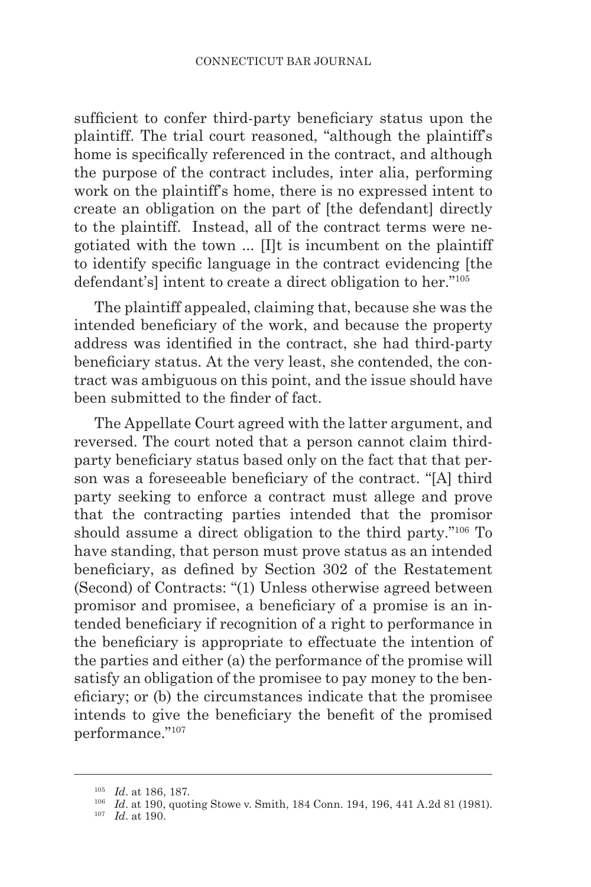sufficient to confer third-party beneficiary status upon the plaintiff. The trial court reasoned, "although the plaintiff's home is specifically referenced in the contract, and although the purpose of the contract includes, inter alia, performing work on the plaintiff's home, there is no expressed intent to create an obligation on the part of [the defendant] directly to the plaintiff. Instead, all of the contract terms were negotiated with the town ... [I]t is incumbent on the plaintiff to identify specific language in the contract evidencing [the defendant's] intent to create a direct obligation to her."[105]

The plaintiff appealed, claiming that, because she was the intended beneficiary of the work, and because the property address was identified in the contract, she had third-party beneficiary status. At the very least, she contended, the contract was ambiguous on this point, and the issue should have been submitted to the finder of fact.

The Appellate Court agreed with the latter argument, and reversed. The court noted that a person cannot claim third-party beneficiary status based only on the fact that that person was a foreseeable beneficiary of the contract. "[A] third party seeking to enforce a contract must allege and prove that the contracting parties intended that the promisor should assume a direct obligation to the third party."[106] To have standing, that person must prove status as an intended beneficiary, as defined by Section 302 of the Restatement (Second) of Contracts: "(1) Unless otherwise agreed between promisor and promisee, a beneficiary of a promise is an intended beneficiary if recognition of a right to performance in the beneficiary is appropriate to effectuate the intention of the parties and either (a) the performance of the promise will satisfy an obligation of the promisee to pay money to the beneficiary; or (b) the circumstances indicate that the promisee intends to give the beneficiary the benefit of the promised performance."[107]

---

[105] *Id*. at 186, 187.

[106] *Id*. at 190, quoting Stowe v. Smith, 184 Conn. 194, 196, 441 A.2d 81 (1981).

[107] *Id*. at 190.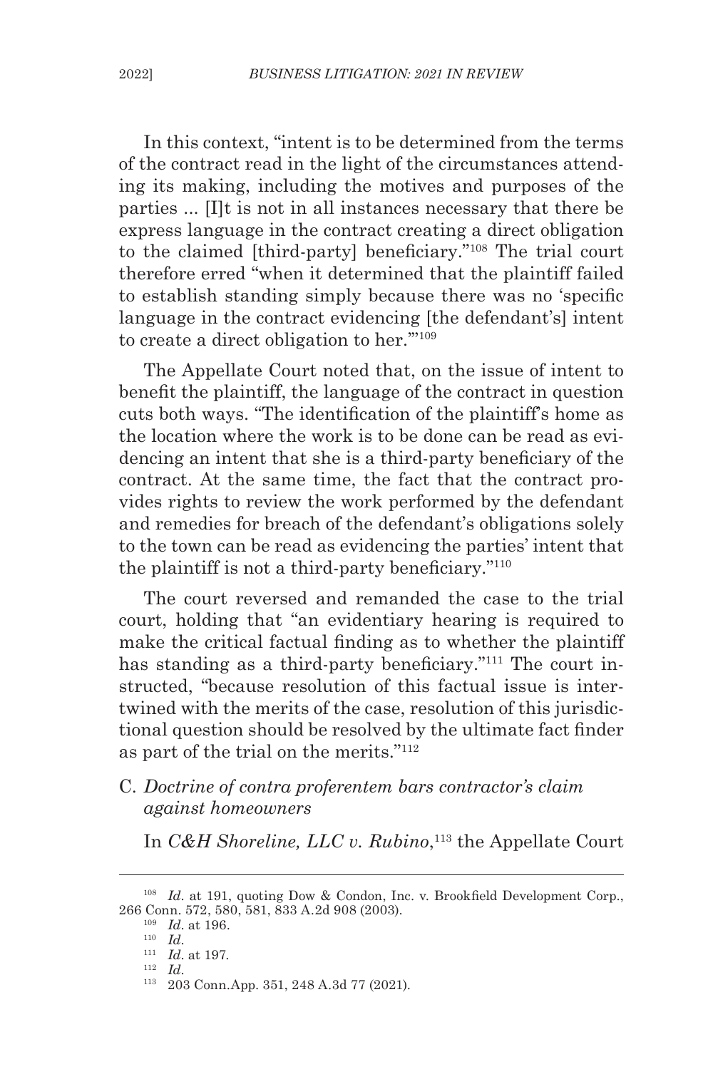In this context, "intent is to be determined from the terms of the contract read in the light of the circumstances attending its making, including the motives and purposes of the parties ... [I]t is not in all instances necessary that there be express language in the contract creating a direct obligation to the claimed [third-party] beneficiary."[108] The trial court therefore erred "when it determined that the plaintiff failed to establish standing simply because there was no 'specific language in the contract evidencing [the defendant's] intent to create a direct obligation to her.'"[109]

The Appellate Court noted that, on the issue of intent to benefit the plaintiff, the language of the contract in question cuts both ways. "The identification of the plaintiff's home as the location where the work is to be done can be read as evidencing an intent that she is a third-party beneficiary of the contract. At the same time, the fact that the contract provides rights to review the work performed by the defendant and remedies for breach of the defendant's obligations solely to the town can be read as evidencing the parties' intent that the plaintiff is not a third-party beneficiary."[110]

The court reversed and remanded the case to the trial court, holding that "an evidentiary hearing is required to make the critical factual finding as to whether the plaintiff has standing as a third-party beneficiary."[111] The court instructed, "because resolution of this factual issue is intertwined with the merits of the case, resolution of this jurisdictional question should be resolved by the ultimate fact finder as part of the trial on the merits."[112]

### C. *Doctrine of contra proferentem bars contractor's claim against homeowners*

In *C&H Shoreline, LLC v. Rubino*,[113] the Appellate Court

---

[108] *Id.* at 191, quoting Dow & Condon, Inc. v. Brookfield Development Corp., 266 Conn. 572, 580, 581, 833 A.2d 908 (2003).

[109] *Id.* at 196.

[110] *Id.*

[111] *Id.* at 197.

[112] *Id.*

[113] 203 Conn.App. 351, 248 A.3d 77 (2021).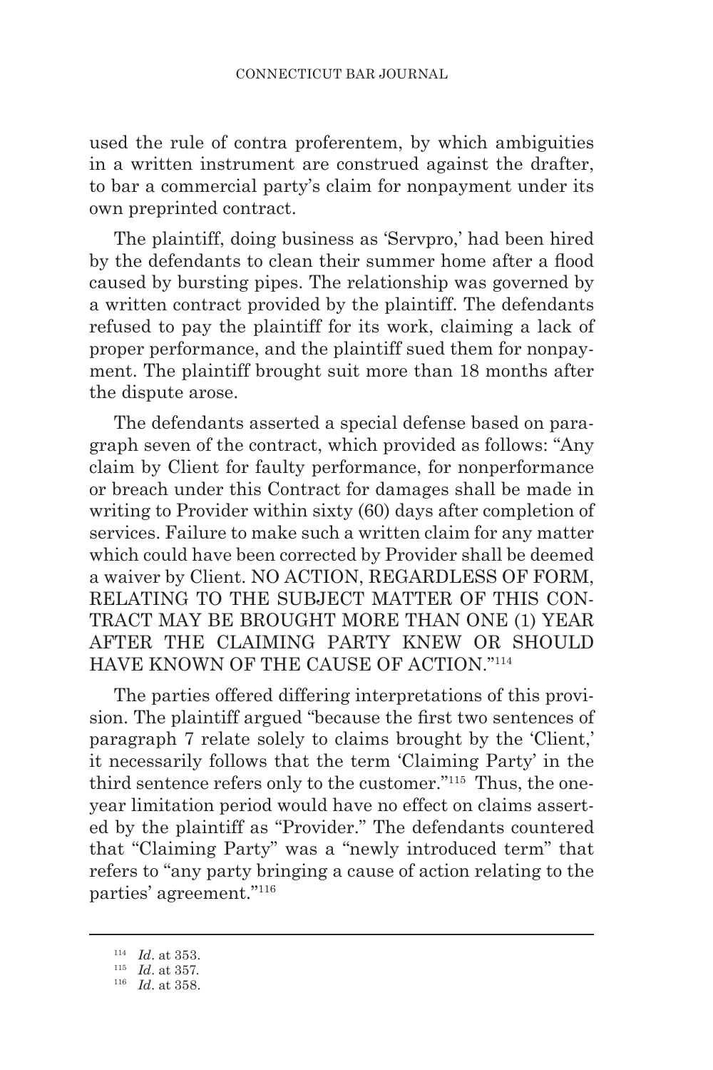used the rule of contra proferentem, by which ambiguities in a written instrument are construed against the drafter, to bar a commercial party's claim for nonpayment under its own preprinted contract.

The plaintiff, doing business as 'Servpro,' had been hired by the defendants to clean their summer home after a flood caused by bursting pipes. The relationship was governed by a written contract provided by the plaintiff. The defendants refused to pay the plaintiff for its work, claiming a lack of proper performance, and the plaintiff sued them for nonpayment. The plaintiff brought suit more than 18 months after the dispute arose.

The defendants asserted a special defense based on paragraph seven of the contract, which provided as follows: "Any claim by Client for faulty performance, for nonperformance or breach under this Contract for damages shall be made in writing to Provider within sixty (60) days after completion of services. Failure to make such a written claim for any matter which could have been corrected by Provider shall be deemed a waiver by Client. NO ACTION, REGARDLESS OF FORM, RELATING TO THE SUBJECT MATTER OF THIS CONTRACT MAY BE BROUGHT MORE THAN ONE (1) YEAR AFTER THE CLAIMING PARTY KNEW OR SHOULD HAVE KNOWN OF THE CAUSE OF ACTION."[114]

The parties offered differing interpretations of this provision. The plaintiff argued "because the first two sentences of paragraph 7 relate solely to claims brought by the 'Client,' it necessarily follows that the term 'Claiming Party' in the third sentence refers only to the customer."[115] Thus, the one-year limitation period would have no effect on claims asserted by the plaintiff as "Provider." The defendants countered that "Claiming Party" was a "newly introduced term" that refers to "any party bringing a cause of action relating to the parties' agreement."[116]

---

[114] *Id*. at 353.

[115] *Id*. at 357.

[116] *Id*. at 358.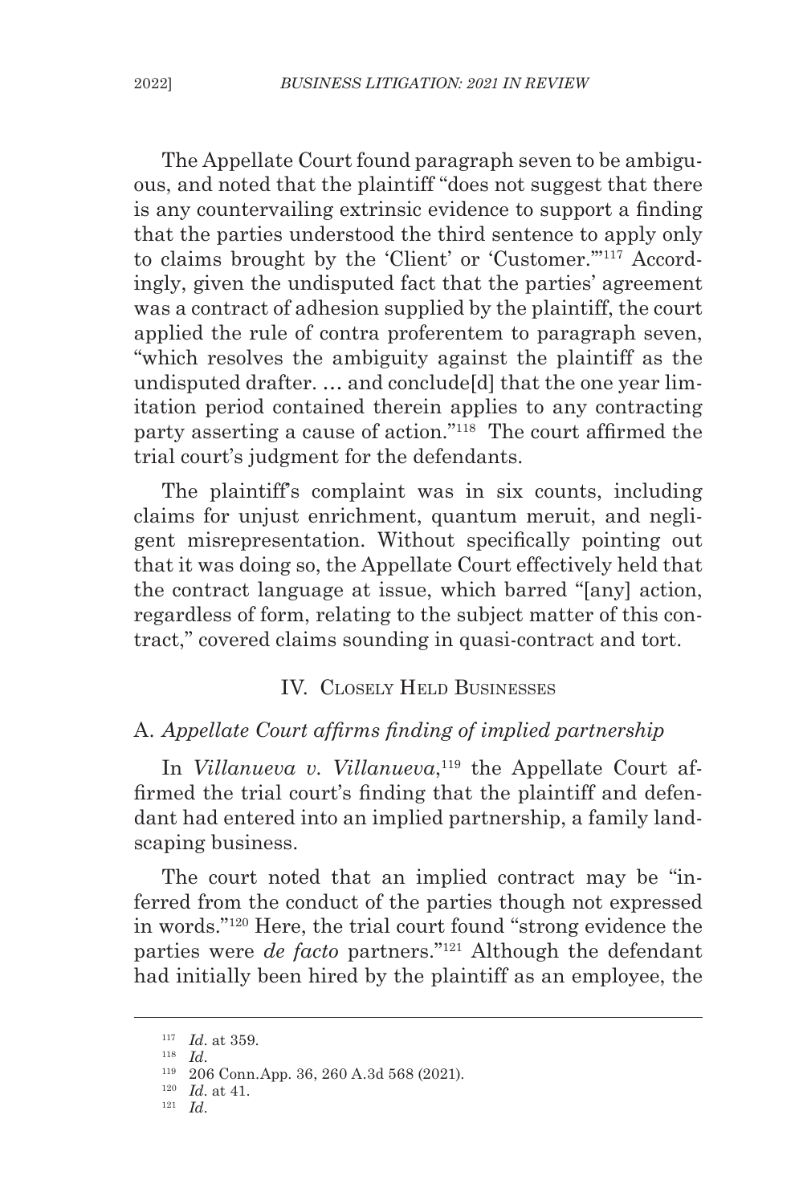The Appellate Court found paragraph seven to be ambiguous, and noted that the plaintiff "does not suggest that there is any countervailing extrinsic evidence to support a finding that the parties understood the third sentence to apply only to claims brought by the 'Client' or 'Customer.'"[117] Accordingly, given the undisputed fact that the parties' agreement was a contract of adhesion supplied by the plaintiff, the court applied the rule of contra proferentem to paragraph seven, "which resolves the ambiguity against the plaintiff as the undisputed drafter. … and conclude[d] that the one year limitation period contained therein applies to any contracting party asserting a cause of action."[118] The court affirmed the trial court's judgment for the defendants.

The plaintiff's complaint was in six counts, including claims for unjust enrichment, quantum meruit, and negligent misrepresentation. Without specifically pointing out that it was doing so, the Appellate Court effectively held that the contract language at issue, which barred "[any] action, regardless of form, relating to the subject matter of this contract," covered claims sounding in quasi-contract and tort.

## IV. Closely Held Businesses

### A. *Appellate Court affirms finding of implied partnership*

In *Villanueva v. Villanueva*,[119] the Appellate Court affirmed the trial court's finding that the plaintiff and defendant had entered into an implied partnership, a family landscaping business.

The court noted that an implied contract may be "inferred from the conduct of the parties though not expressed in words."[120] Here, the trial court found "strong evidence the parties were *de facto* partners."[121] Although the defendant had initially been hired by the plaintiff as an employee, the

---

[117] *Id*. at 359.

[118] *Id*.

[119] 206 Conn.App. 36, 260 A.3d 568 (2021).

[120] *Id*. at 41.

[121] *Id*.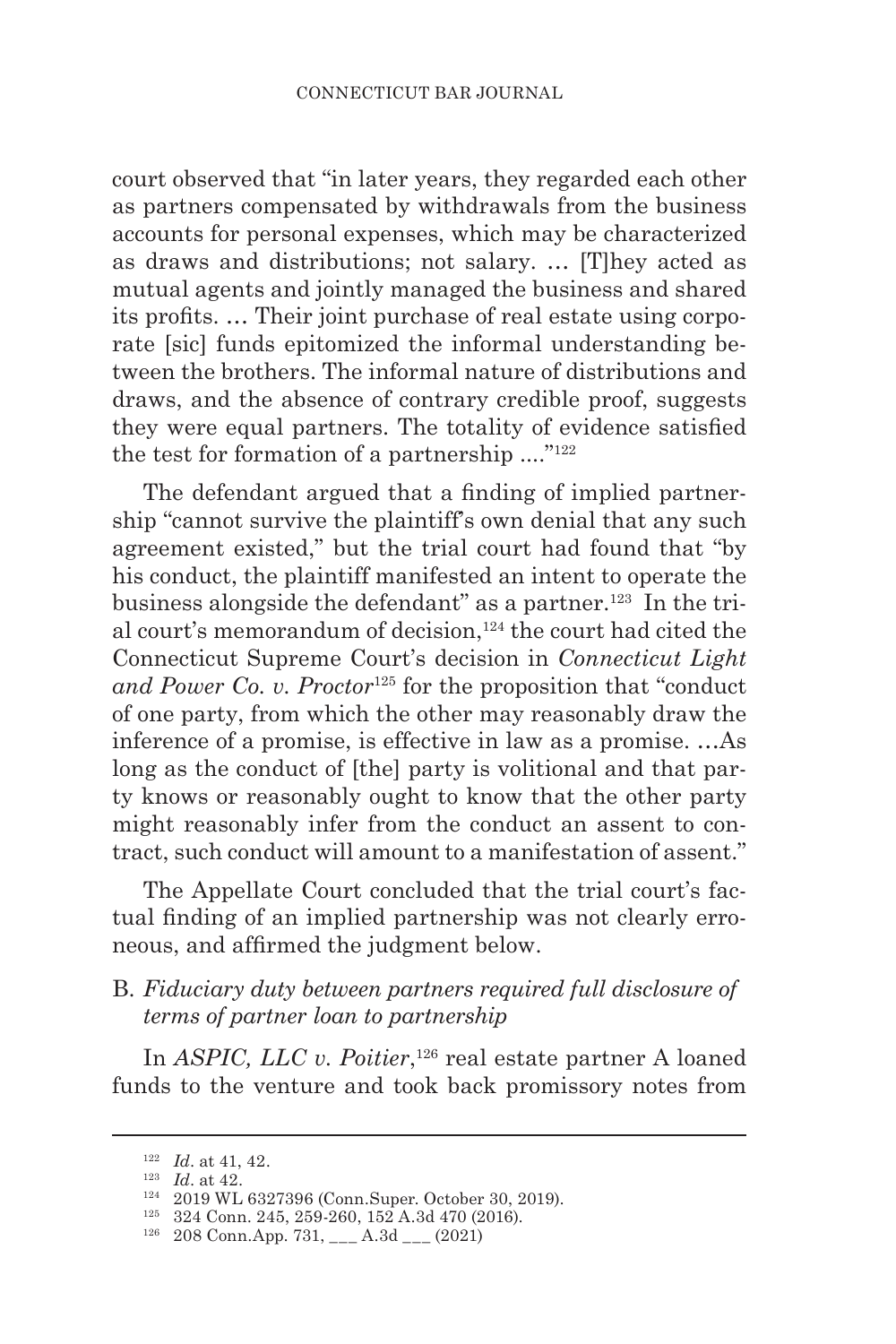court observed that "in later years, they regarded each other as partners compensated by withdrawals from the business accounts for personal expenses, which may be characterized as draws and distributions; not salary. … [T]hey acted as mutual agents and jointly managed the business and shared its profits. … Their joint purchase of real estate using corporate [sic] funds epitomized the informal understanding between the brothers. The informal nature of distributions and draws, and the absence of contrary credible proof, suggests they were equal partners. The totality of evidence satisfied the test for formation of a partnership ...."[122]

The defendant argued that a finding of implied partnership "cannot survive the plaintiff's own denial that any such agreement existed," but the trial court had found that "by his conduct, the plaintiff manifested an intent to operate the business alongside the defendant" as a partner.[123] In the trial court's memorandum of decision,[124] the court had cited the Connecticut Supreme Court's decision in *Connecticut Light and Power Co. v. Proctor*[125] for the proposition that "conduct of one party, from which the other may reasonably draw the inference of a promise, is effective in law as a promise. …As long as the conduct of [the] party is volitional and that party knows or reasonably ought to know that the other party might reasonably infer from the conduct an assent to contract, such conduct will amount to a manifestation of assent."

The Appellate Court concluded that the trial court's factual finding of an implied partnership was not clearly erroneous, and affirmed the judgment below.

B. *Fiduciary duty between partners required full disclosure of terms of partner loan to partnership*

In *ASPIC, LLC v. Poitier*,[126] real estate partner A loaned funds to the venture and took back promissory notes from

---

[122] *Id*. at 41, 42.

[123] *Id*. at 42.

[124] 2019 WL 6327396 (Conn.Super. October 30, 2019).

[125] 324 Conn. 245, 259-260, 152 A.3d 470 (2016).

[126] 208 Conn.App. 731, ___ A.3d ___ (2021)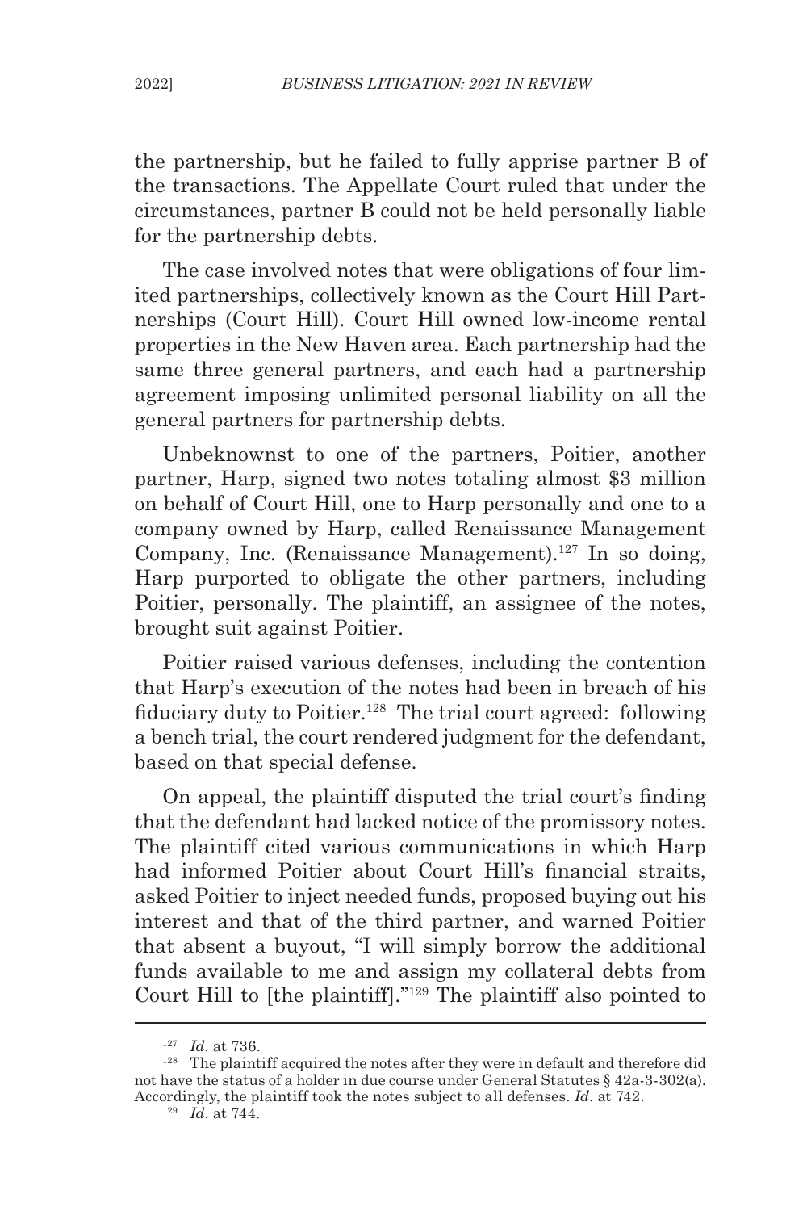the partnership, but he failed to fully apprise partner B of the transactions. The Appellate Court ruled that under the circumstances, partner B could not be held personally liable for the partnership debts.

The case involved notes that were obligations of four limited partnerships, collectively known as the Court Hill Partnerships (Court Hill). Court Hill owned low-income rental properties in the New Haven area. Each partnership had the same three general partners, and each had a partnership agreement imposing unlimited personal liability on all the general partners for partnership debts.

Unbeknownst to one of the partners, Poitier, another partner, Harp, signed two notes totaling almost $3 million on behalf of Court Hill, one to Harp personally and one to a company owned by Harp, called Renaissance Management Company, Inc. (Renaissance Management).[127] In so doing, Harp purported to obligate the other partners, including Poitier, personally. The plaintiff, an assignee of the notes, brought suit against Poitier.

Poitier raised various defenses, including the contention that Harp's execution of the notes had been in breach of his fiduciary duty to Poitier.[128] The trial court agreed: following a bench trial, the court rendered judgment for the defendant, based on that special defense.

On appeal, the plaintiff disputed the trial court's finding that the defendant had lacked notice of the promissory notes. The plaintiff cited various communications in which Harp had informed Poitier about Court Hill's financial straits, asked Poitier to inject needed funds, proposed buying out his interest and that of the third partner, and warned Poitier that absent a buyout, "I will simply borrow the additional funds available to me and assign my collateral debts from Court Hill to [the plaintiff]."[129] The plaintiff also pointed to

---

[127] *Id*. at 736.

[128] The plaintiff acquired the notes after they were in default and therefore did not have the status of a holder in due course under General Statutes § 42a-3-302(a). Accordingly, the plaintiff took the notes subject to all defenses. *Id*. at 742.

[129] *Id*. at 744.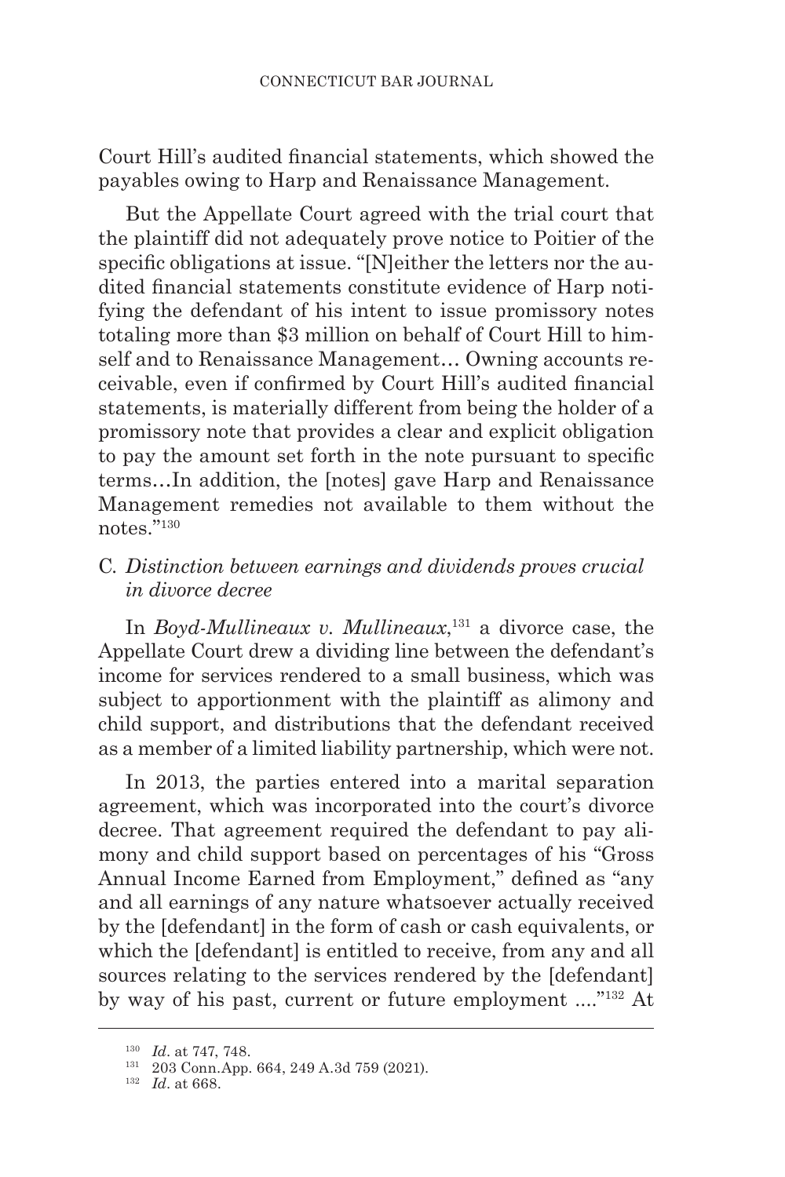Court Hill's audited financial statements, which showed the payables owing to Harp and Renaissance Management.

But the Appellate Court agreed with the trial court that the plaintiff did not adequately prove notice to Poitier of the specific obligations at issue. "[N]either the letters nor the audited financial statements constitute evidence of Harp notifying the defendant of his intent to issue promissory notes totaling more than $3 million on behalf of Court Hill to himself and to Renaissance Management… Owning accounts receivable, even if confirmed by Court Hill's audited financial statements, is materially different from being the holder of a promissory note that provides a clear and explicit obligation to pay the amount set forth in the note pursuant to specific terms…In addition, the [notes] gave Harp and Renaissance Management remedies not available to them without the notes."[130]

### C. *Distinction between earnings and dividends proves crucial in divorce decree*

In *Boyd-Mullineaux v. Mullineaux,*[131] a divorce case, the Appellate Court drew a dividing line between the defendant's income for services rendered to a small business, which was subject to apportionment with the plaintiff as alimony and child support, and distributions that the defendant received as a member of a limited liability partnership, which were not.

In 2013, the parties entered into a marital separation agreement, which was incorporated into the court's divorce decree. That agreement required the defendant to pay alimony and child support based on percentages of his "Gross Annual Income Earned from Employment," defined as "any and all earnings of any nature whatsoever actually received by the [defendant] in the form of cash or cash equivalents, or which the [defendant] is entitled to receive, from any and all sources relating to the services rendered by the [defendant] by way of his past, current or future employment ...."[132] At

---

[130] *Id*. at 747, 748.

[131] 203 Conn.App. 664, 249 A.3d 759 (2021).

[132] *Id*. at 668.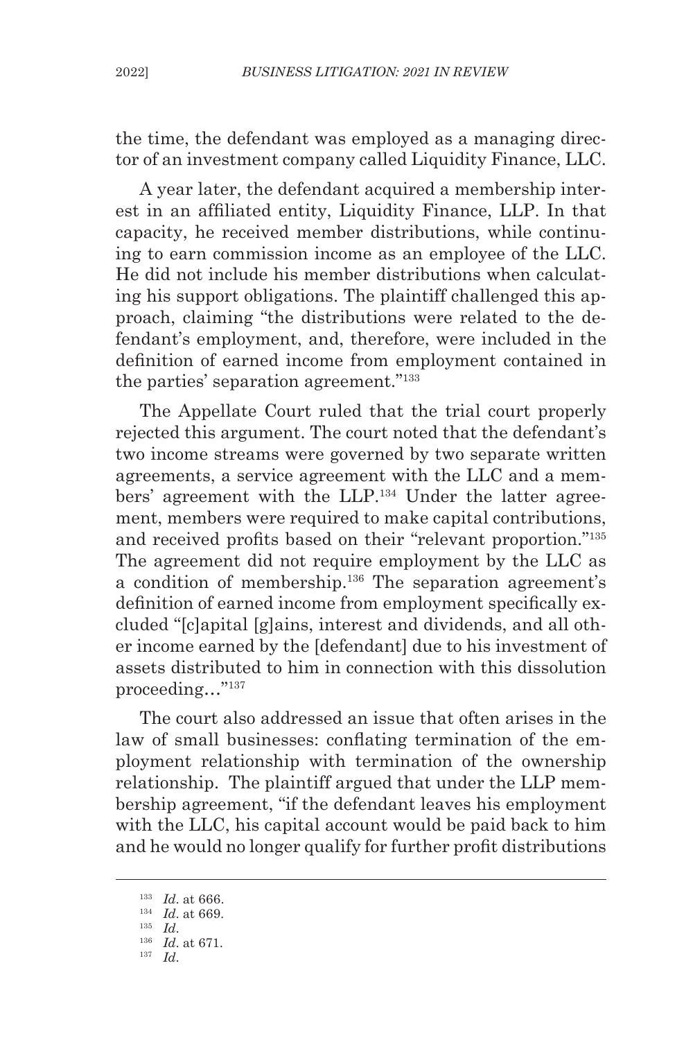the time, the defendant was employed as a managing director of an investment company called Liquidity Finance, LLC.

A year later, the defendant acquired a membership interest in an affiliated entity, Liquidity Finance, LLP. In that capacity, he received member distributions, while continuing to earn commission income as an employee of the LLC. He did not include his member distributions when calculating his support obligations. The plaintiff challenged this approach, claiming "the distributions were related to the defendant's employment, and, therefore, were included in the definition of earned income from employment contained in the parties' separation agreement."[133]

The Appellate Court ruled that the trial court properly rejected this argument. The court noted that the defendant's two income streams were governed by two separate written agreements, a service agreement with the LLC and a members' agreement with the LLP.[134] Under the latter agreement, members were required to make capital contributions, and received profits based on their "relevant proportion."[135] The agreement did not require employment by the LLC as a condition of membership.[136] The separation agreement's definition of earned income from employment specifically excluded "[c]apital [g]ains, interest and dividends, and all other income earned by the [defendant] due to his investment of assets distributed to him in connection with this dissolution proceeding…"[137]

The court also addressed an issue that often arises in the law of small businesses: conflating termination of the employment relationship with termination of the ownership relationship. The plaintiff argued that under the LLP membership agreement, "if the defendant leaves his employment with the LLC, his capital account would be paid back to him and he would no longer qualify for further profit distributions

---

[133] *Id*. at 666.

[134] *Id*. at 669.

[135] *Id*.

[136] *Id*. at 671.

[137] *Id*.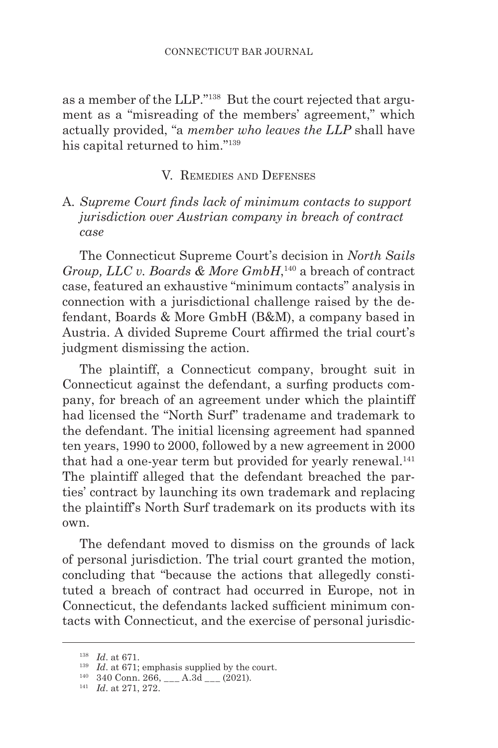as a member of the LLP."[138] But the court rejected that argument as a "misreading of the members' agreement," which actually provided, "a *member who leaves the LLP* shall have his capital returned to him."[139]

## V. Remedies and Defenses

### A. *Supreme Court finds lack of minimum contacts to support jurisdiction over Austrian company in breach of contract case*

The Connecticut Supreme Court's decision in *North Sails Group, LLC v. Boards & More GmbH*,[140] a breach of contract case, featured an exhaustive "minimum contacts" analysis in connection with a jurisdictional challenge raised by the defendant, Boards & More GmbH (B&M), a company based in Austria. A divided Supreme Court affirmed the trial court's judgment dismissing the action.

The plaintiff, a Connecticut company, brought suit in Connecticut against the defendant, a surfing products company, for breach of an agreement under which the plaintiff had licensed the "North Surf" tradename and trademark to the defendant. The initial licensing agreement had spanned ten years, 1990 to 2000, followed by a new agreement in 2000 that had a one-year term but provided for yearly renewal.[141] The plaintiff alleged that the defendant breached the parties' contract by launching its own trademark and replacing the plaintiff's North Surf trademark on its products with its own.

The defendant moved to dismiss on the grounds of lack of personal jurisdiction. The trial court granted the motion, concluding that "because the actions that allegedly constituted a breach of contract had occurred in Europe, not in Connecticut, the defendants lacked sufficient minimum contacts with Connecticut, and the exercise of personal jurisdic-

---

[138] *Id*. at 671.

[139] *Id*. at 671; emphasis supplied by the court.

[140] 340 Conn. 266, ___ A.3d ___ (2021).

[141] *Id*. at 271, 272.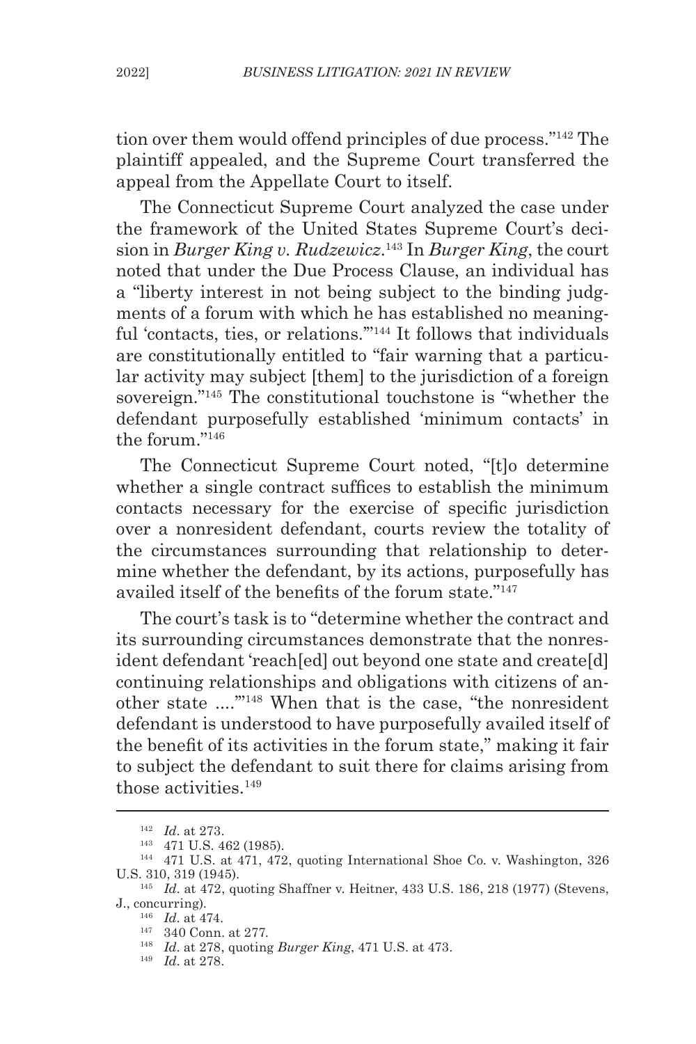tion over them would offend principles of due process."[142] The plaintiff appealed, and the Supreme Court transferred the appeal from the Appellate Court to itself.

The Connecticut Supreme Court analyzed the case under the framework of the United States Supreme Court's decision in *Burger King v. Rudzewicz*.[143] In *Burger King*, the court noted that under the Due Process Clause, an individual has a "liberty interest in not being subject to the binding judgments of a forum with which he has established no meaningful 'contacts, ties, or relations.'"[144] It follows that individuals are constitutionally entitled to "fair warning that a particular activity may subject [them] to the jurisdiction of a foreign sovereign."[145] The constitutional touchstone is "whether the defendant purposefully established 'minimum contacts' in the forum."[146]

The Connecticut Supreme Court noted, "[t]o determine whether a single contract suffices to establish the minimum contacts necessary for the exercise of specific jurisdiction over a nonresident defendant, courts review the totality of the circumstances surrounding that relationship to determine whether the defendant, by its actions, purposefully has availed itself of the benefits of the forum state."[147]

The court's task is to "determine whether the contract and its surrounding circumstances demonstrate that the nonresident defendant 'reach[ed] out beyond one state and create[d] continuing relationships and obligations with citizens of another state ....'"[148] When that is the case, "the nonresident defendant is understood to have purposefully availed itself of the benefit of its activities in the forum state," making it fair to subject the defendant to suit there for claims arising from those activities.[149]

---

[142] *Id.* at 273.

[143] 471 U.S. 462 (1985).

[144] 471 U.S. at 471, 472, quoting International Shoe Co. v. Washington, 326 U.S. 310, 319 (1945).

[145] *Id.* at 472, quoting Shaffner v. Heitner, 433 U.S. 186, 218 (1977) (Stevens, J., concurring).

[146] *Id.* at 474.

[147] 340 Conn. at 277.

[148] *Id.* at 278, quoting *Burger King*, 471 U.S. at 473.

[149] *Id.* at 278.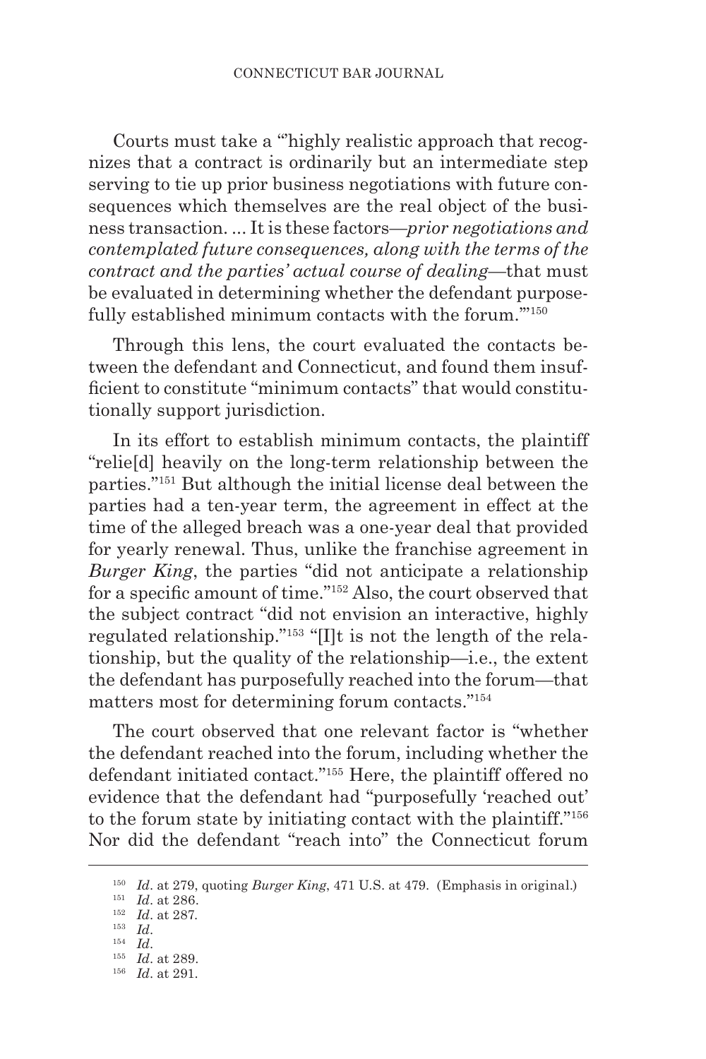Courts must take a "'highly realistic approach that recognizes that a contract is ordinarily but an intermediate step serving to tie up prior business negotiations with future consequences which themselves are the real object of the business transaction. ... It is these factors—*prior negotiations and contemplated future consequences, along with the terms of the contract and the parties' actual course of dealing*—that must be evaluated in determining whether the defendant purposefully established minimum contacts with the forum.'"[150]

Through this lens, the court evaluated the contacts between the defendant and Connecticut, and found them insufficient to constitute "minimum contacts" that would constitutionally support jurisdiction.

In its effort to establish minimum contacts, the plaintiff "relie[d] heavily on the long-term relationship between the parties."[151] But although the initial license deal between the parties had a ten-year term, the agreement in effect at the time of the alleged breach was a one-year deal that provided for yearly renewal. Thus, unlike the franchise agreement in *Burger King*, the parties "did not anticipate a relationship for a specific amount of time."[152] Also, the court observed that the subject contract "did not envision an interactive, highly regulated relationship."[153] "[I]t is not the length of the relationship, but the quality of the relationship—i.e., the extent the defendant has purposefully reached into the forum—that matters most for determining forum contacts."[154]

The court observed that one relevant factor is "whether the defendant reached into the forum, including whether the defendant initiated contact."[155] Here, the plaintiff offered no evidence that the defendant had "purposefully 'reached out' to the forum state by initiating contact with the plaintiff."[156] Nor did the defendant "reach into" the Connecticut forum

---

[150] *Id*. at 279, quoting *Burger King*, 471 U.S. at 479. (Emphasis in original.)

[151] *Id*. at 286.

[152] *Id*. at 287.

[153] *Id*.

[154] *Id*.

[155] *Id*. at 289.

[156] *Id*. at 291.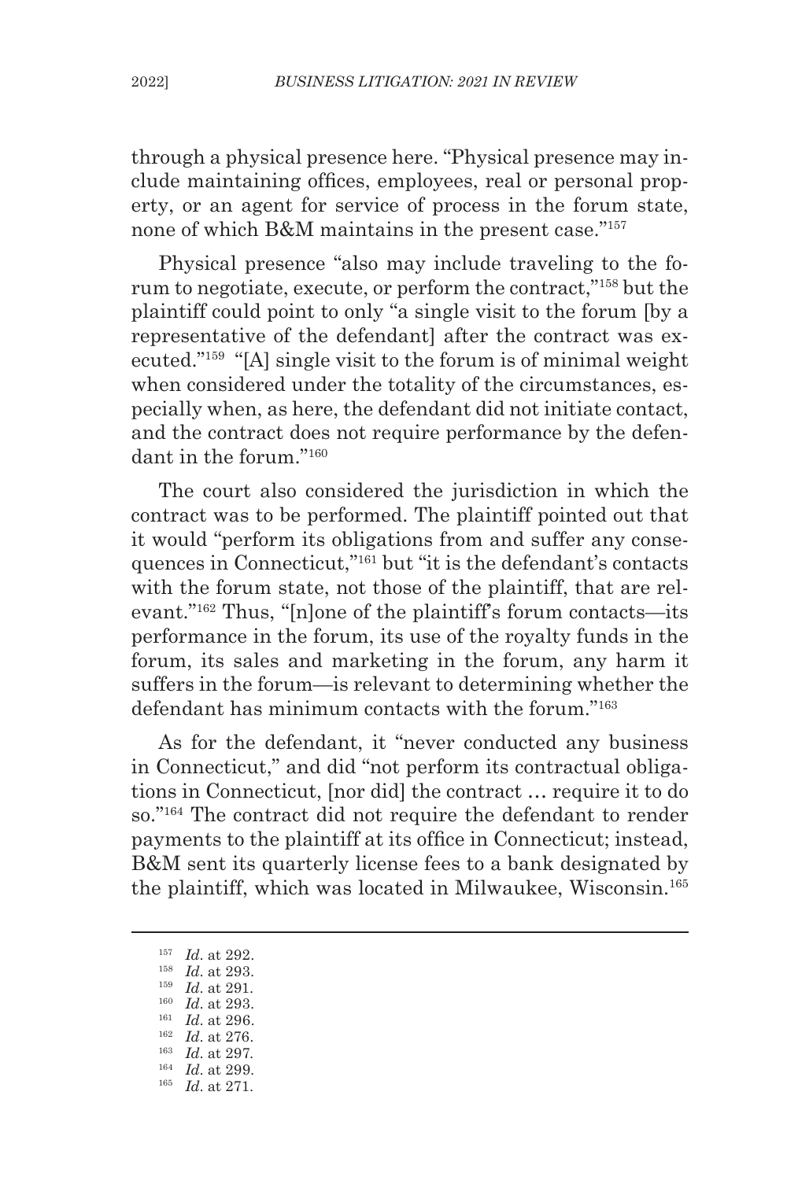through a physical presence here. "Physical presence may include maintaining offices, employees, real or personal property, or an agent for service of process in the forum state, none of which B&M maintains in the present case."[157]

Physical presence "also may include traveling to the forum to negotiate, execute, or perform the contract,"[158] but the plaintiff could point to only "a single visit to the forum [by a representative of the defendant] after the contract was executed."[159] "[A] single visit to the forum is of minimal weight when considered under the totality of the circumstances, especially when, as here, the defendant did not initiate contact, and the contract does not require performance by the defendant in the forum."[160]

The court also considered the jurisdiction in which the contract was to be performed. The plaintiff pointed out that it would "perform its obligations from and suffer any consequences in Connecticut,"[161] but "it is the defendant's contacts with the forum state, not those of the plaintiff, that are relevant."[162] Thus, "[n]one of the plaintiff's forum contacts—its performance in the forum, its use of the royalty funds in the forum, its sales and marketing in the forum, any harm it suffers in the forum—is relevant to determining whether the defendant has minimum contacts with the forum."[163]

As for the defendant, it "never conducted any business in Connecticut," and did "not perform its contractual obligations in Connecticut, [nor did] the contract … require it to do so."[164] The contract did not require the defendant to render payments to the plaintiff at its office in Connecticut; instead, B&M sent its quarterly license fees to a bank designated by the plaintiff, which was located in Milwaukee, Wisconsin.[165]

---

[157] *Id*. at 292.

[158] *Id*. at 293.

[159] *Id*. at 291.

[160] *Id*. at 293.

[161] *Id*. at 296.

[162] *Id*. at 276.

[163] *Id*. at 297.

[164] *Id*. at 299.

[165] *Id*. at 271.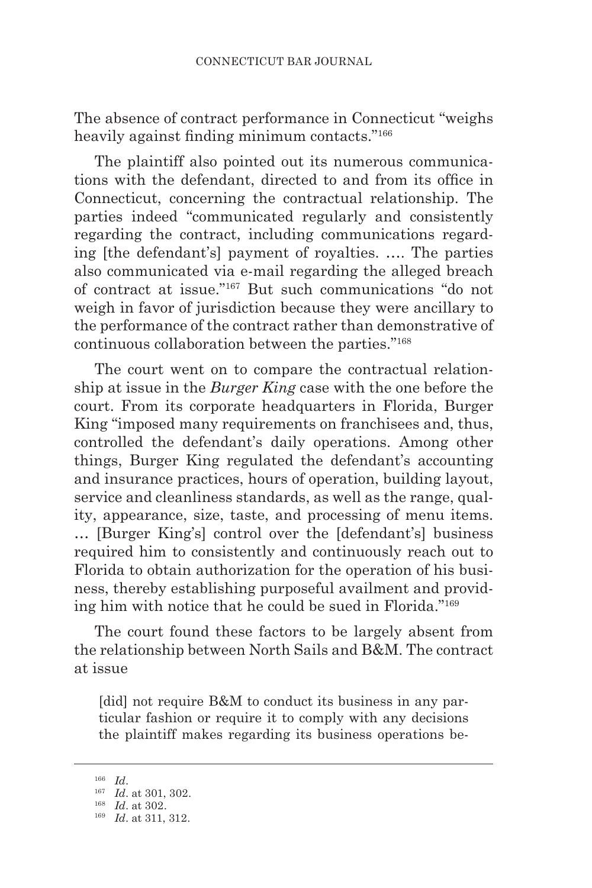The absence of contract performance in Connecticut "weighs heavily against finding minimum contacts."[166]

The plaintiff also pointed out its numerous communications with the defendant, directed to and from its office in Connecticut, concerning the contractual relationship. The parties indeed "communicated regularly and consistently regarding the contract, including communications regarding [the defendant's] payment of royalties. …. The parties also communicated via e-mail regarding the alleged breach of contract at issue."[167] But such communications "do not weigh in favor of jurisdiction because they were ancillary to the performance of the contract rather than demonstrative of continuous collaboration between the parties."[168]

The court went on to compare the contractual relationship at issue in the *Burger King* case with the one before the court. From its corporate headquarters in Florida, Burger King "imposed many requirements on franchisees and, thus, controlled the defendant's daily operations. Among other things, Burger King regulated the defendant's accounting and insurance practices, hours of operation, building layout, service and cleanliness standards, as well as the range, quality, appearance, size, taste, and processing of menu items. … [Burger King's] control over the [defendant's] business required him to consistently and continuously reach out to Florida to obtain authorization for the operation of his business, thereby establishing purposeful availment and providing him with notice that he could be sued in Florida."[169]

The court found these factors to be largely absent from the relationship between North Sails and B&M. The contract at issue

> [did] not require B&M to conduct its business in any particular fashion or require it to comply with any decisions the plaintiff makes regarding its business operations be-

---

[166] *Id*.

[167] *Id*. at 301, 302.

[168] *Id*. at 302.

[169] *Id*. at 311, 312.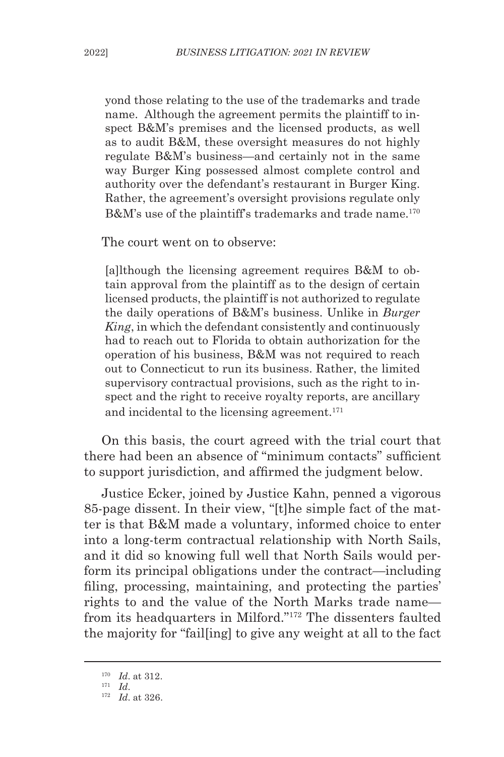yond those relating to the use of the trademarks and trade name. Although the agreement permits the plaintiff to inspect B&M's premises and the licensed products, as well as to audit B&M, these oversight measures do not highly regulate B&M's business—and certainly not in the same way Burger King possessed almost complete control and authority over the defendant's restaurant in Burger King. Rather, the agreement's oversight provisions regulate only B&M's use of the plaintiff's trademarks and trade name.[170]

The court went on to observe:

> [a]lthough the licensing agreement requires B&M to obtain approval from the plaintiff as to the design of certain licensed products, the plaintiff is not authorized to regulate the daily operations of B&M's business. Unlike in *Burger King*, in which the defendant consistently and continuously had to reach out to Florida to obtain authorization for the operation of his business, B&M was not required to reach out to Connecticut to run its business. Rather, the limited supervisory contractual provisions, such as the right to inspect and the right to receive royalty reports, are ancillary and incidental to the licensing agreement.[171]

On this basis, the court agreed with the trial court that there had been an absence of "minimum contacts" sufficient to support jurisdiction, and affirmed the judgment below.

Justice Ecker, joined by Justice Kahn, penned a vigorous 85-page dissent. In their view, "[t]he simple fact of the matter is that B&M made a voluntary, informed choice to enter into a long-term contractual relationship with North Sails, and it did so knowing full well that North Sails would perform its principal obligations under the contract—including filing, processing, maintaining, and protecting the parties' rights to and the value of the North Marks trade name—from its headquarters in Milford."[172] The dissenters faulted the majority for "fail[ing] to give any weight at all to the fact

---

[170] *Id*. at 312.

[171] *Id*.

[172] *Id*. at 326.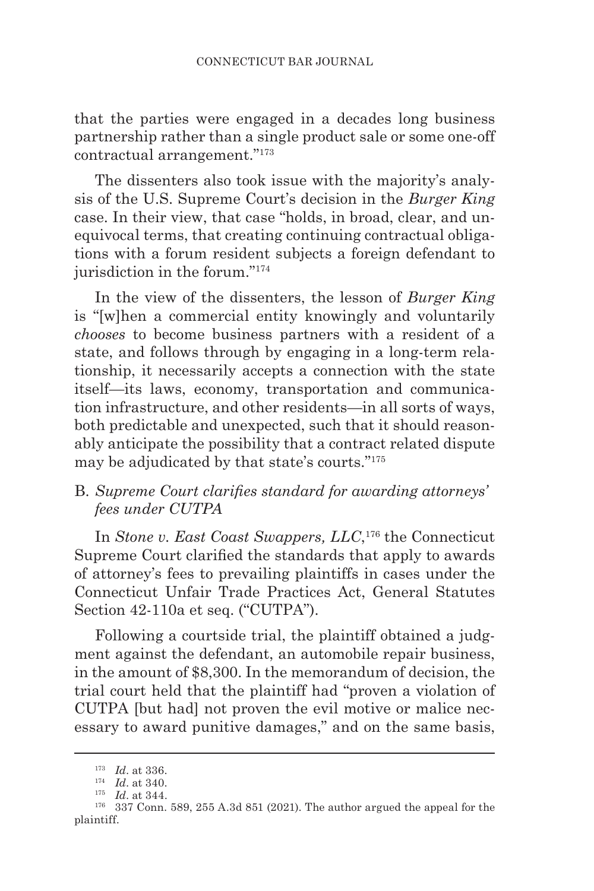that the parties were engaged in a decades long business partnership rather than a single product sale or some one-off contractual arrangement."[173]

The dissenters also took issue with the majority's analysis of the U.S. Supreme Court's decision in the *Burger King* case. In their view, that case "holds, in broad, clear, and unequivocal terms, that creating continuing contractual obligations with a forum resident subjects a foreign defendant to jurisdiction in the forum."[174]

In the view of the dissenters, the lesson of *Burger King* is "[w]hen a commercial entity knowingly and voluntarily *chooses* to become business partners with a resident of a state, and follows through by engaging in a long-term relationship, it necessarily accepts a connection with the state itself—its laws, economy, transportation and communication infrastructure, and other residents—in all sorts of ways, both predictable and unexpected, such that it should reasonably anticipate the possibility that a contract related dispute may be adjudicated by that state's courts."[175]

### B. *Supreme Court clarifies standard for awarding attorneys' fees under CUTPA*

In *Stone v. East Coast Swappers, LLC*,[176] the Connecticut Supreme Court clarified the standards that apply to awards of attorney's fees to prevailing plaintiffs in cases under the Connecticut Unfair Trade Practices Act, General Statutes Section 42-110a et seq. ("CUTPA").

Following a courtside trial, the plaintiff obtained a judgment against the defendant, an automobile repair business, in the amount of $8,300. In the memorandum of decision, the trial court held that the plaintiff had "proven a violation of CUTPA [but had] not proven the evil motive or malice necessary to award punitive damages," and on the same basis,

---

[173] *Id*. at 336.

[174] *Id*. at 340.

[175] *Id*. at 344.

[176] 337 Conn. 589, 255 A.3d 851 (2021). The author argued the appeal for the plaintiff.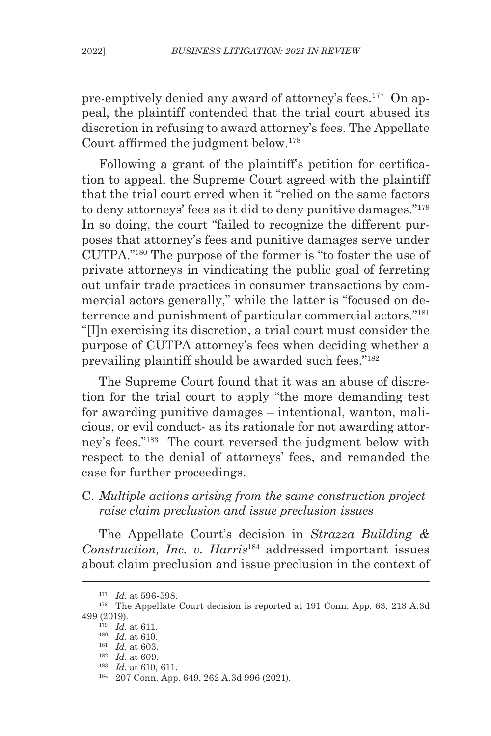pre-emptively denied any award of attorney's fees.[177] On appeal, the plaintiff contended that the trial court abused its discretion in refusing to award attorney's fees. The Appellate Court affirmed the judgment below.[178]

Following a grant of the plaintiff's petition for certification to appeal, the Supreme Court agreed with the plaintiff that the trial court erred when it "relied on the same factors to deny attorneys' fees as it did to deny punitive damages."[179] In so doing, the court "failed to recognize the different purposes that attorney's fees and punitive damages serve under CUTPA."[180] The purpose of the former is "to foster the use of private attorneys in vindicating the public goal of ferreting out unfair trade practices in consumer transactions by commercial actors generally," while the latter is "focused on deterrence and punishment of particular commercial actors."[181] "[I]n exercising its discretion, a trial court must consider the purpose of CUTPA attorney's fees when deciding whether a prevailing plaintiff should be awarded such fees."[182]

The Supreme Court found that it was an abuse of discretion for the trial court to apply "the more demanding test for awarding punitive damages – intentional, wanton, malicious, or evil conduct- as its rationale for not awarding attorney's fees."[183] The court reversed the judgment below with respect to the denial of attorneys' fees, and remanded the case for further proceedings.

### C. *Multiple actions arising from the same construction project raise claim preclusion and issue preclusion issues*

The Appellate Court's decision in *Strazza Building & Construction, Inc. v. Harris*[184] addressed important issues about claim preclusion and issue preclusion in the context of

---

[177] *Id*. at 596-598.

[178] The Appellate Court decision is reported at 191 Conn. App. 63, 213 A.3d 499 (2019).

[179] *Id*. at 611.

[180] *Id*. at 610.

[181] *Id*. at 603.

[182] *Id*. at 609.

[183] *Id*. at 610, 611.

[184] 207 Conn. App. 649, 262 A.3d 996 (2021).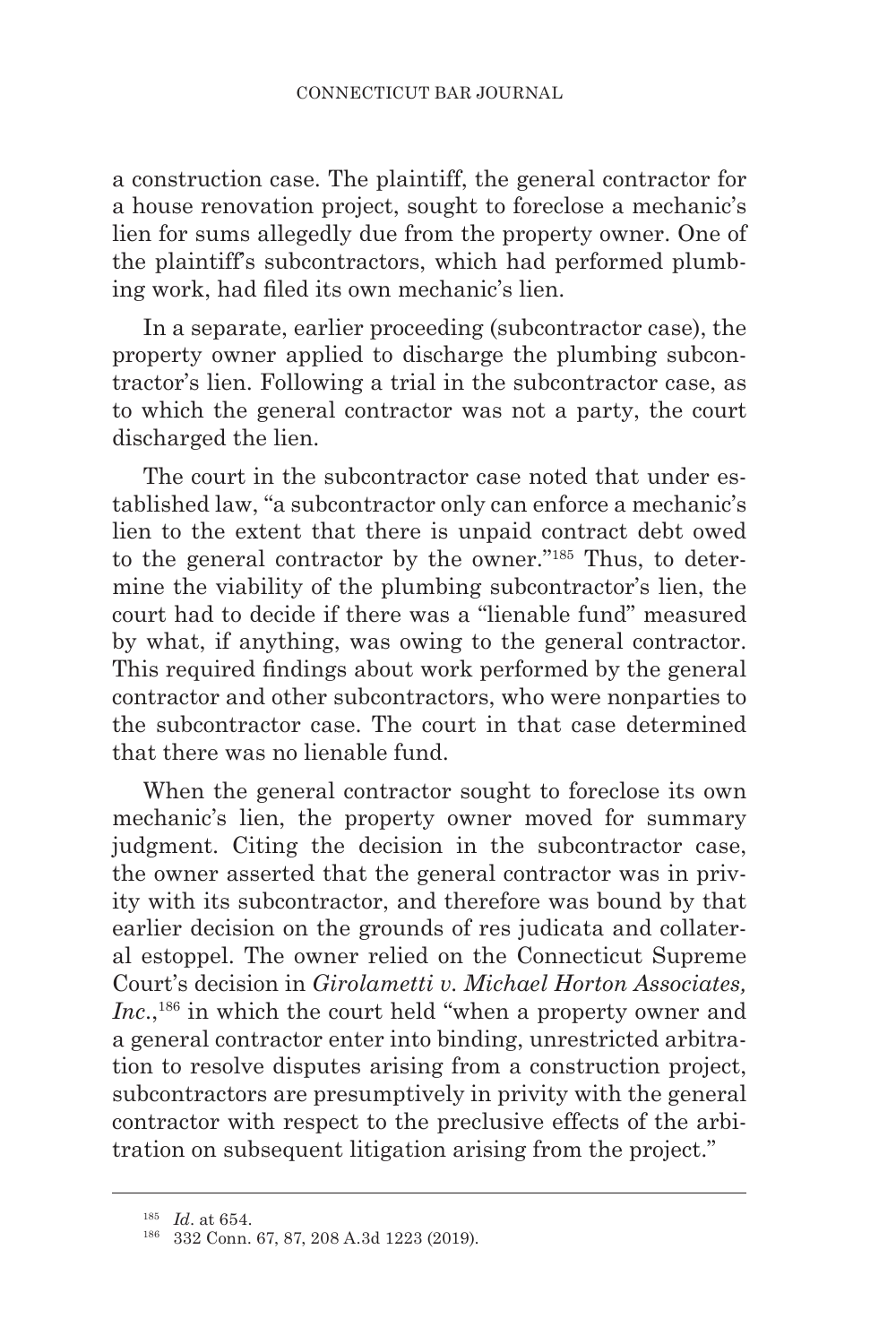a construction case. The plaintiff, the general contractor for a house renovation project, sought to foreclose a mechanic's lien for sums allegedly due from the property owner. One of the plaintiff's subcontractors, which had performed plumbing work, had filed its own mechanic's lien.

In a separate, earlier proceeding (subcontractor case), the property owner applied to discharge the plumbing subcontractor's lien. Following a trial in the subcontractor case, as to which the general contractor was not a party, the court discharged the lien.

The court in the subcontractor case noted that under established law, "a subcontractor only can enforce a mechanic's lien to the extent that there is unpaid contract debt owed to the general contractor by the owner."[185] Thus, to determine the viability of the plumbing subcontractor's lien, the court had to decide if there was a "lienable fund" measured by what, if anything, was owing to the general contractor. This required findings about work performed by the general contractor and other subcontractors, who were nonparties to the subcontractor case. The court in that case determined that there was no lienable fund.

When the general contractor sought to foreclose its own mechanic's lien, the property owner moved for summary judgment. Citing the decision in the subcontractor case, the owner asserted that the general contractor was in privity with its subcontractor, and therefore was bound by that earlier decision on the grounds of res judicata and collateral estoppel. The owner relied on the Connecticut Supreme Court's decision in *Girolametti v. Michael Horton Associates, Inc.*,[186] in which the court held "when a property owner and a general contractor enter into binding, unrestricted arbitration to resolve disputes arising from a construction project, subcontractors are presumptively in privity with the general contractor with respect to the preclusive effects of the arbitration on subsequent litigation arising from the project."

---

[185] *Id*. at 654.

[186] 332 Conn. 67, 87, 208 A.3d 1223 (2019).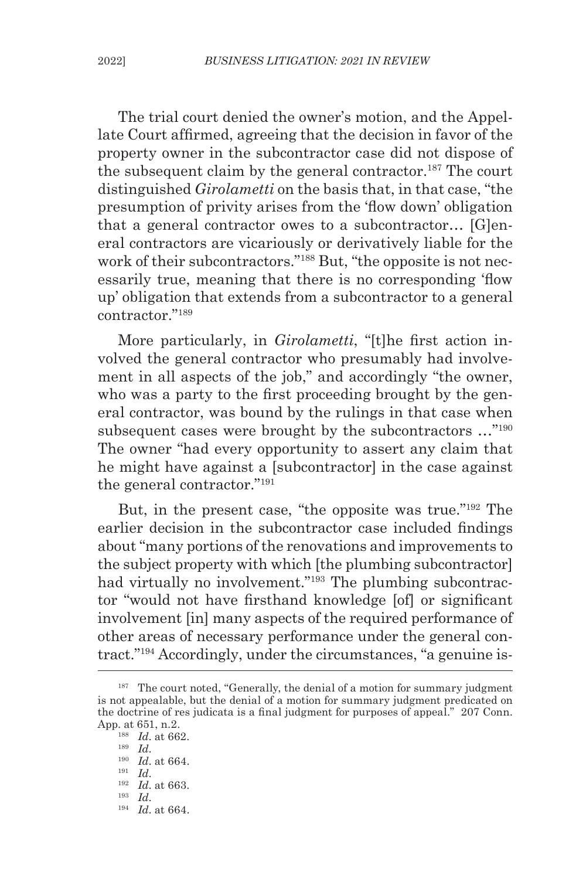The trial court denied the owner's motion, and the Appellate Court affirmed, agreeing that the decision in favor of the property owner in the subcontractor case did not dispose of the subsequent claim by the general contractor.[187] The court distinguished *Girolametti* on the basis that, in that case, "the presumption of privity arises from the 'flow down' obligation that a general contractor owes to a subcontractor… [G]eneral contractors are vicariously or derivatively liable for the work of their subcontractors."[188] But, "the opposite is not necessarily true, meaning that there is no corresponding 'flow up' obligation that extends from a subcontractor to a general contractor."[189]

More particularly, in *Girolametti*, "[t]he first action involved the general contractor who presumably had involvement in all aspects of the job," and accordingly "the owner, who was a party to the first proceeding brought by the general contractor, was bound by the rulings in that case when subsequent cases were brought by the subcontractors …"[190] The owner "had every opportunity to assert any claim that he might have against a [subcontractor] in the case against the general contractor."[191]

But, in the present case, "the opposite was true."[192] The earlier decision in the subcontractor case included findings about "many portions of the renovations and improvements to the subject property with which [the plumbing subcontractor] had virtually no involvement."[193] The plumbing subcontractor "would not have firsthand knowledge [of] or significant involvement [in] many aspects of the required performance of other areas of necessary performance under the general contract."[194] Accordingly, under the circumstances, "a genuine is-

---

[187] The court noted, "Generally, the denial of a motion for summary judgment is not appealable, but the denial of a motion for summary judgment predicated on the doctrine of res judicata is a final judgment for purposes of appeal." 207 Conn. App. at 651, n.2.

[188] *Id*. at 662.

[189] *Id*.

[190] *Id*. at 664.

[191] *Id*.

[192] *Id*. at 663.

[193] *Id*.

[194] *Id*. at 664.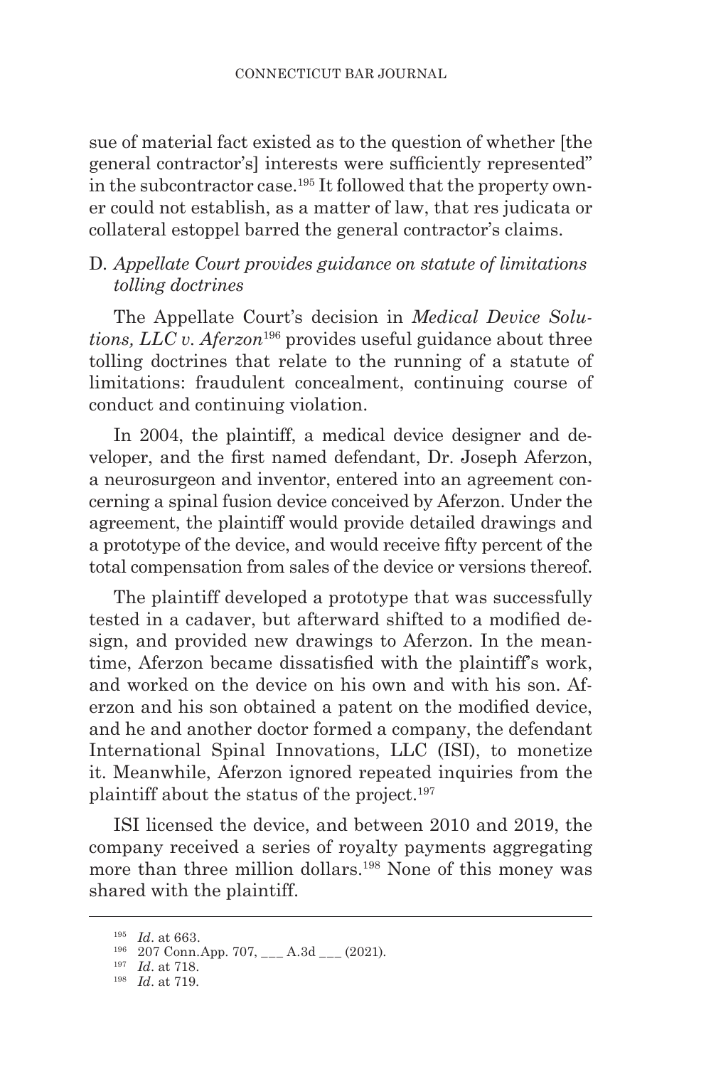sue of material fact existed as to the question of whether [the general contractor's] interests were sufficiently represented" in the subcontractor case.[195] It followed that the property owner could not establish, as a matter of law, that res judicata or collateral estoppel barred the general contractor's claims.

### D. *Appellate Court provides guidance on statute of limitations tolling doctrines*

The Appellate Court's decision in *Medical Device Solutions, LLC v. Aferzon*[196] provides useful guidance about three tolling doctrines that relate to the running of a statute of limitations: fraudulent concealment, continuing course of conduct and continuing violation.

In 2004, the plaintiff, a medical device designer and developer, and the first named defendant, Dr. Joseph Aferzon, a neurosurgeon and inventor, entered into an agreement concerning a spinal fusion device conceived by Aferzon. Under the agreement, the plaintiff would provide detailed drawings and a prototype of the device, and would receive fifty percent of the total compensation from sales of the device or versions thereof.

The plaintiff developed a prototype that was successfully tested in a cadaver, but afterward shifted to a modified design, and provided new drawings to Aferzon. In the meantime, Aferzon became dissatisfied with the plaintiff's work, and worked on the device on his own and with his son. Aferzon and his son obtained a patent on the modified device, and he and another doctor formed a company, the defendant International Spinal Innovations, LLC (ISI), to monetize it. Meanwhile, Aferzon ignored repeated inquiries from the plaintiff about the status of the project.[197]

ISI licensed the device, and between 2010 and 2019, the company received a series of royalty payments aggregating more than three million dollars.[198] None of this money was shared with the plaintiff.

---

[195] *Id*. at 663.

[196] 207 Conn.App. 707, ___ A.3d ___ (2021).

[197] *Id*. at 718.

[198] *Id*. at 719.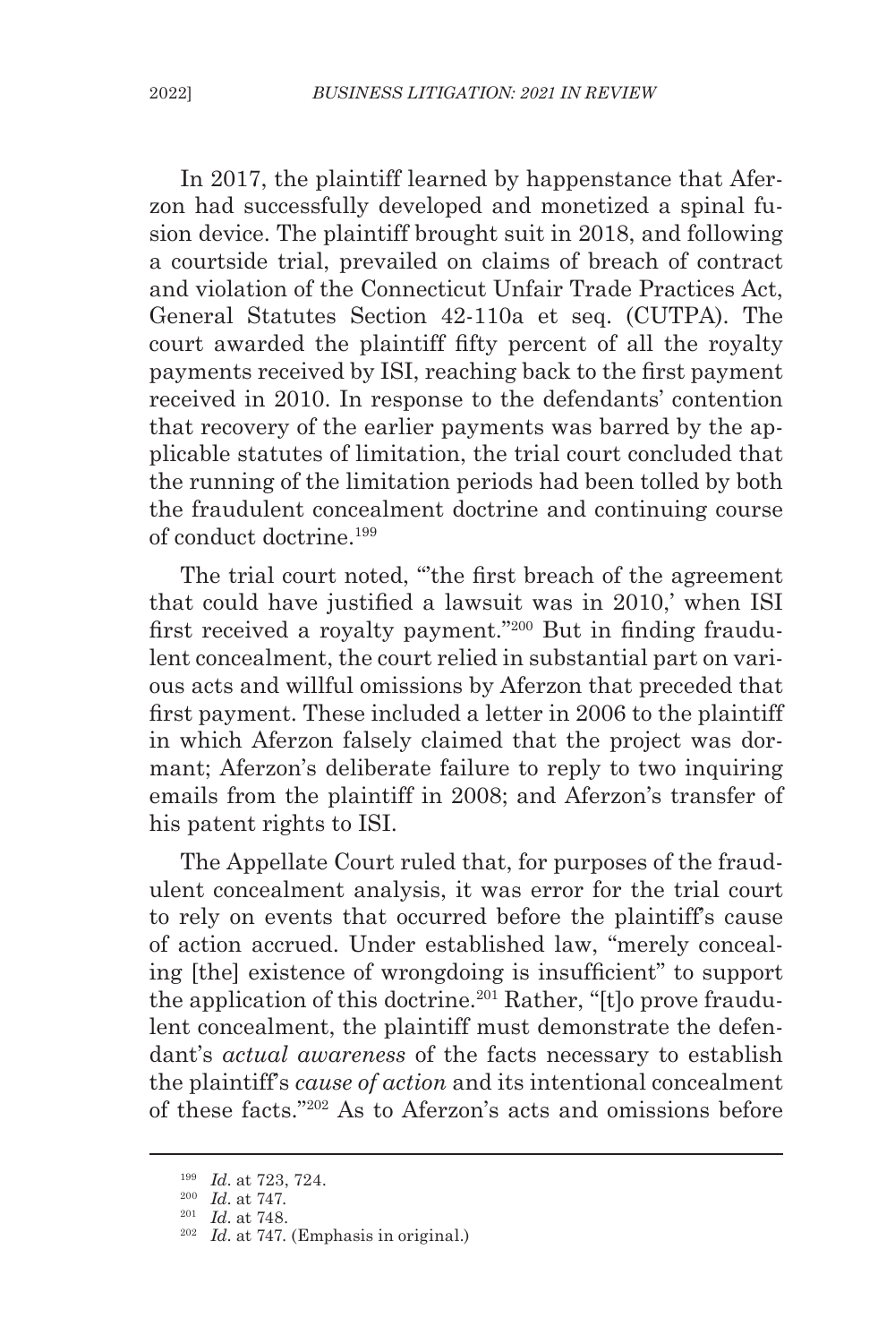In 2017, the plaintiff learned by happenstance that Aferzon had successfully developed and monetized a spinal fusion device. The plaintiff brought suit in 2018, and following a courtside trial, prevailed on claims of breach of contract and violation of the Connecticut Unfair Trade Practices Act, General Statutes Section 42-110a et seq. (CUTPA). The court awarded the plaintiff fifty percent of all the royalty payments received by ISI, reaching back to the first payment received in 2010. In response to the defendants' contention that recovery of the earlier payments was barred by the applicable statutes of limitation, the trial court concluded that the running of the limitation periods had been tolled by both the fraudulent concealment doctrine and continuing course of conduct doctrine.[199]

The trial court noted, "'the first breach of the agreement that could have justified a lawsuit was in 2010,' when ISI first received a royalty payment."[200] But in finding fraudulent concealment, the court relied in substantial part on various acts and willful omissions by Aferzon that preceded that first payment. These included a letter in 2006 to the plaintiff in which Aferzon falsely claimed that the project was dormant; Aferzon's deliberate failure to reply to two inquiring emails from the plaintiff in 2008; and Aferzon's transfer of his patent rights to ISI.

The Appellate Court ruled that, for purposes of the fraudulent concealment analysis, it was error for the trial court to rely on events that occurred before the plaintiff's cause of action accrued. Under established law, "merely concealing [the] existence of wrongdoing is insufficient" to support the application of this doctrine.[201] Rather, "[t]o prove fraudulent concealment, the plaintiff must demonstrate the defendant's *actual awareness* of the facts necessary to establish the plaintiff's *cause of action* and its intentional concealment of these facts."[202] As to Aferzon's acts and omissions before

---

[199] *Id*. at 723, 724.

[200] *Id*. at 747.

[201] *Id*. at 748.

[202] *Id*. at 747. (Emphasis in original.)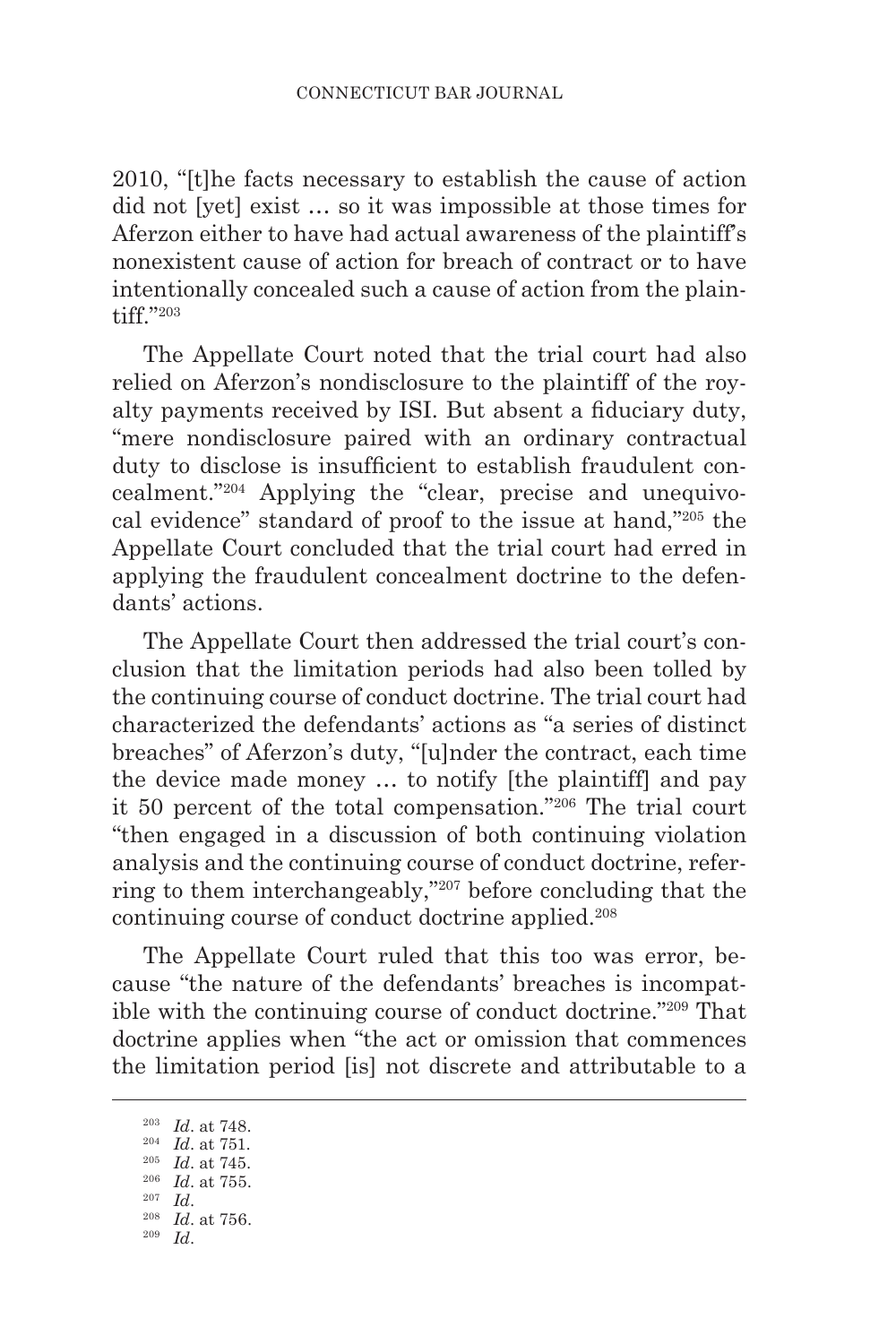2010, "[t]he facts necessary to establish the cause of action did not [yet] exist … so it was impossible at those times for Aferzon either to have had actual awareness of the plaintiff's nonexistent cause of action for breach of contract or to have intentionally concealed such a cause of action from the plaintiff."[203]

The Appellate Court noted that the trial court had also relied on Aferzon's nondisclosure to the plaintiff of the royalty payments received by ISI. But absent a fiduciary duty, "mere nondisclosure paired with an ordinary contractual duty to disclose is insufficient to establish fraudulent concealment."[204] Applying the "clear, precise and unequivocal evidence" standard of proof to the issue at hand,"[205] the Appellate Court concluded that the trial court had erred in applying the fraudulent concealment doctrine to the defendants' actions.

The Appellate Court then addressed the trial court's conclusion that the limitation periods had also been tolled by the continuing course of conduct doctrine. The trial court had characterized the defendants' actions as "a series of distinct breaches" of Aferzon's duty, "[u]nder the contract, each time the device made money … to notify [the plaintiff] and pay it 50 percent of the total compensation."[206] The trial court "then engaged in a discussion of both continuing violation analysis and the continuing course of conduct doctrine, referring to them interchangeably,"[207] before concluding that the continuing course of conduct doctrine applied.[208]

The Appellate Court ruled that this too was error, because "the nature of the defendants' breaches is incompatible with the continuing course of conduct doctrine."[209] That doctrine applies when "the act or omission that commences the limitation period [is] not discrete and attributable to a

---

[203] *Id*. at 748.
[204] *Id*. at 751.
[205] *Id*. at 745.
[206] *Id*. at 755.
[207] *Id*.
[208] *Id*. at 756.
[209] *Id*.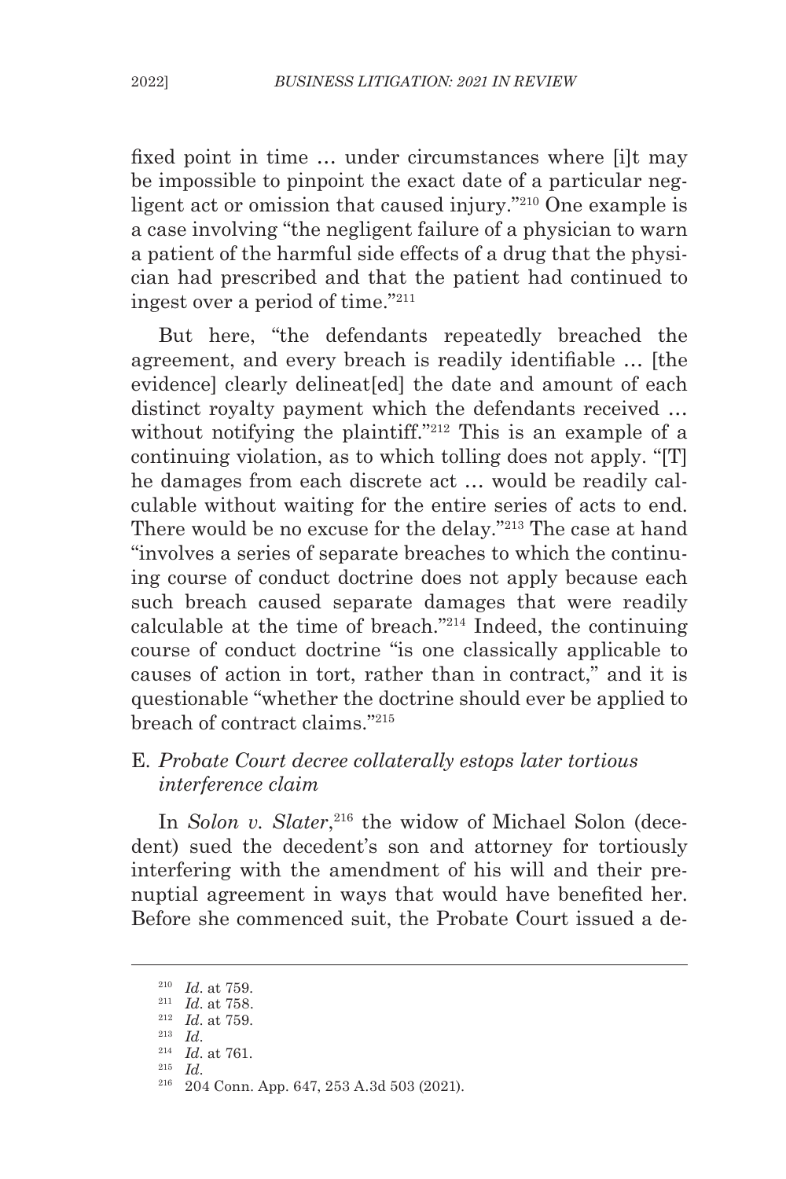fixed point in time … under circumstances where [i]t may be impossible to pinpoint the exact date of a particular negligent act or omission that caused injury."[210] One example is a case involving "the negligent failure of a physician to warn a patient of the harmful side effects of a drug that the physician had prescribed and that the patient had continued to ingest over a period of time."[211]

But here, "the defendants repeatedly breached the agreement, and every breach is readily identifiable … [the evidence] clearly delineat[ed] the date and amount of each distinct royalty payment which the defendants received … without notifying the plaintiff."[212] This is an example of a continuing violation, as to which tolling does not apply. "[T]he damages from each discrete act … would be readily calculable without waiting for the entire series of acts to end. There would be no excuse for the delay."[213] The case at hand "involves a series of separate breaches to which the continuing course of conduct doctrine does not apply because each such breach caused separate damages that were readily calculable at the time of breach."[214] Indeed, the continuing course of conduct doctrine "is one classically applicable to causes of action in tort, rather than in contract," and it is questionable "whether the doctrine should ever be applied to breach of contract claims."[215]

### E. *Probate Court decree collaterally estops later tortious interference claim*

In *Solon v. Slater*,[216] the widow of Michael Solon (decedent) sued the decedent's son and attorney for tortiously interfering with the amendment of his will and their prenuptial agreement in ways that would have benefited her. Before she commenced suit, the Probate Court issued a de-

---

[210] *Id*. at 759.

[211] *Id*. at 758.

[212] *Id*. at 759.

[213] *Id*.

[214] *Id*. at 761.

[215] *Id*.

[216] 204 Conn. App. 647, 253 A.3d 503 (2021).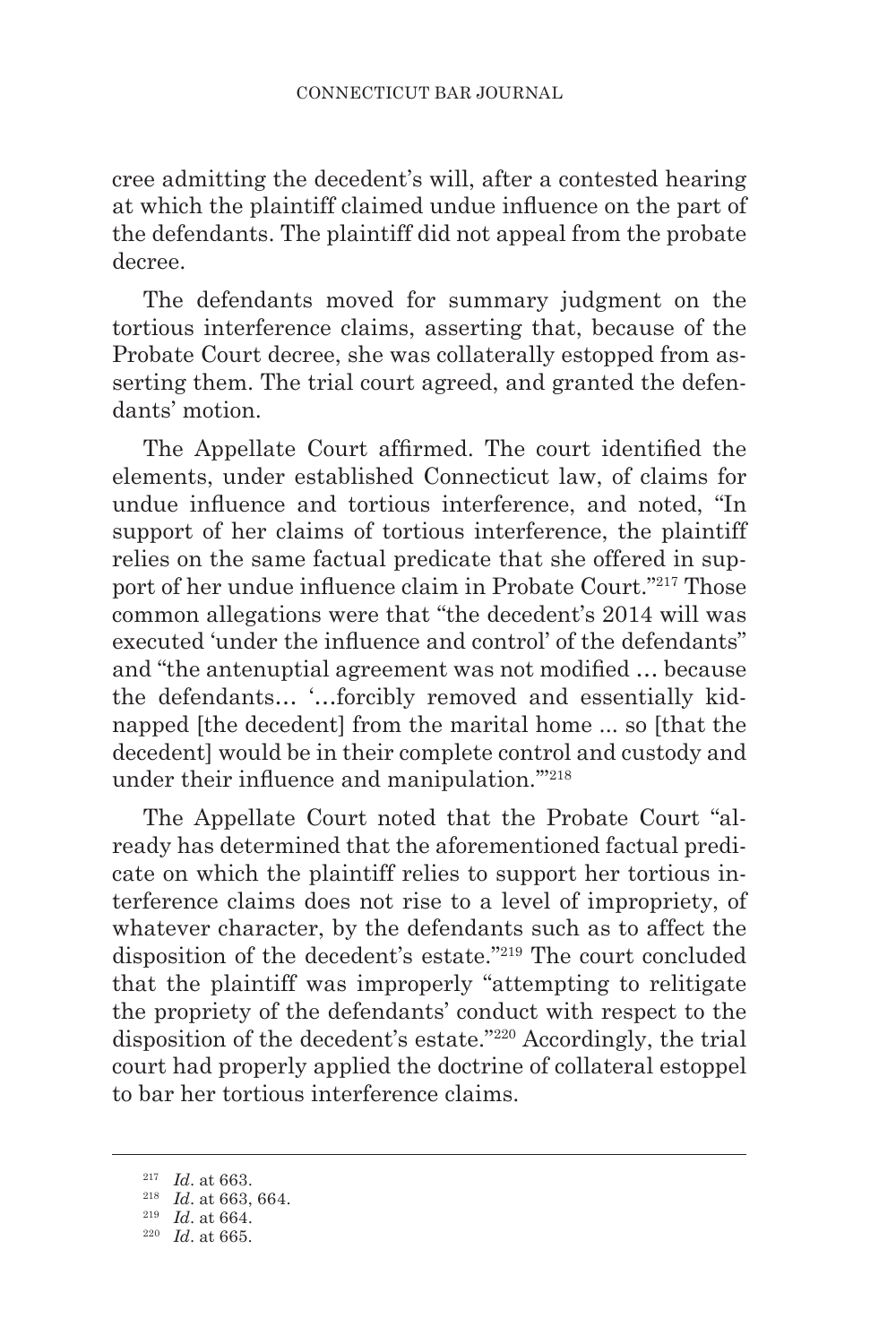cree admitting the decedent's will, after a contested hearing at which the plaintiff claimed undue influence on the part of the defendants. The plaintiff did not appeal from the probate decree.

The defendants moved for summary judgment on the tortious interference claims, asserting that, because of the Probate Court decree, she was collaterally estopped from asserting them. The trial court agreed, and granted the defendants' motion.

The Appellate Court affirmed. The court identified the elements, under established Connecticut law, of claims for undue influence and tortious interference, and noted, "In support of her claims of tortious interference, the plaintiff relies on the same factual predicate that she offered in support of her undue influence claim in Probate Court."[217] Those common allegations were that "the decedent's 2014 will was executed 'under the influence and control' of the defendants" and "the antenuptial agreement was not modified … because the defendants… '…forcibly removed and essentially kidnapped [the decedent] from the marital home ... so [that the decedent] would be in their complete control and custody and under their influence and manipulation.'"[218]

The Appellate Court noted that the Probate Court "already has determined that the aforementioned factual predicate on which the plaintiff relies to support her tortious interference claims does not rise to a level of impropriety, of whatever character, by the defendants such as to affect the disposition of the decedent's estate."[219] The court concluded that the plaintiff was improperly "attempting to relitigate the propriety of the defendants' conduct with respect to the disposition of the decedent's estate."[220] Accordingly, the trial court had properly applied the doctrine of collateral estoppel to bar her tortious interference claims.

---

[217] *Id*. at 663.

[218] *Id*. at 663, 664.

[219] *Id*. at 664.

[220] *Id*. at 665.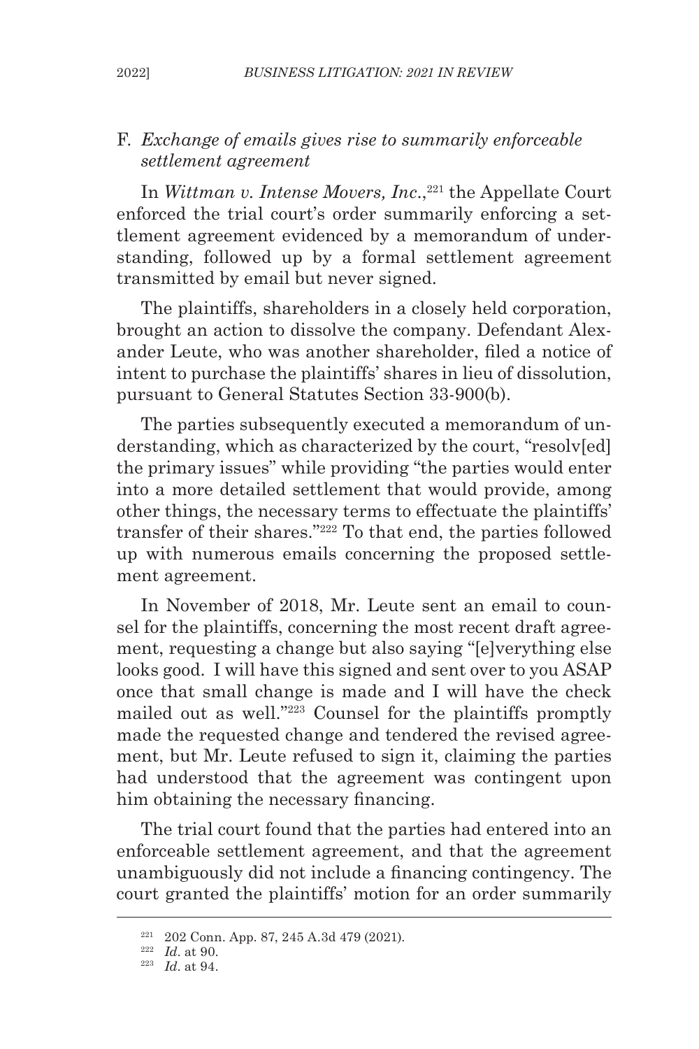### F. *Exchange of emails gives rise to summarily enforceable settlement agreement*

In *Wittman v. Intense Movers, Inc.*,[221] the Appellate Court enforced the trial court's order summarily enforcing a settlement agreement evidenced by a memorandum of understanding, followed up by a formal settlement agreement transmitted by email but never signed.

The plaintiffs, shareholders in a closely held corporation, brought an action to dissolve the company. Defendant Alexander Leute, who was another shareholder, filed a notice of intent to purchase the plaintiffs' shares in lieu of dissolution, pursuant to General Statutes Section 33-900(b).

The parties subsequently executed a memorandum of understanding, which as characterized by the court, "resolv[ed] the primary issues" while providing "the parties would enter into a more detailed settlement that would provide, among other things, the necessary terms to effectuate the plaintiffs' transfer of their shares."[222] To that end, the parties followed up with numerous emails concerning the proposed settlement agreement.

In November of 2018, Mr. Leute sent an email to counsel for the plaintiffs, concerning the most recent draft agreement, requesting a change but also saying "[e]verything else looks good. I will have this signed and sent over to you ASAP once that small change is made and I will have the check mailed out as well."[223] Counsel for the plaintiffs promptly made the requested change and tendered the revised agreement, but Mr. Leute refused to sign it, claiming the parties had understood that the agreement was contingent upon him obtaining the necessary financing.

The trial court found that the parties had entered into an enforceable settlement agreement, and that the agreement unambiguously did not include a financing contingency. The court granted the plaintiffs' motion for an order summarily

---

[221] 202 Conn. App. 87, 245 A.3d 479 (2021).

[222] *Id*. at 90.

[223] *Id*. at 94.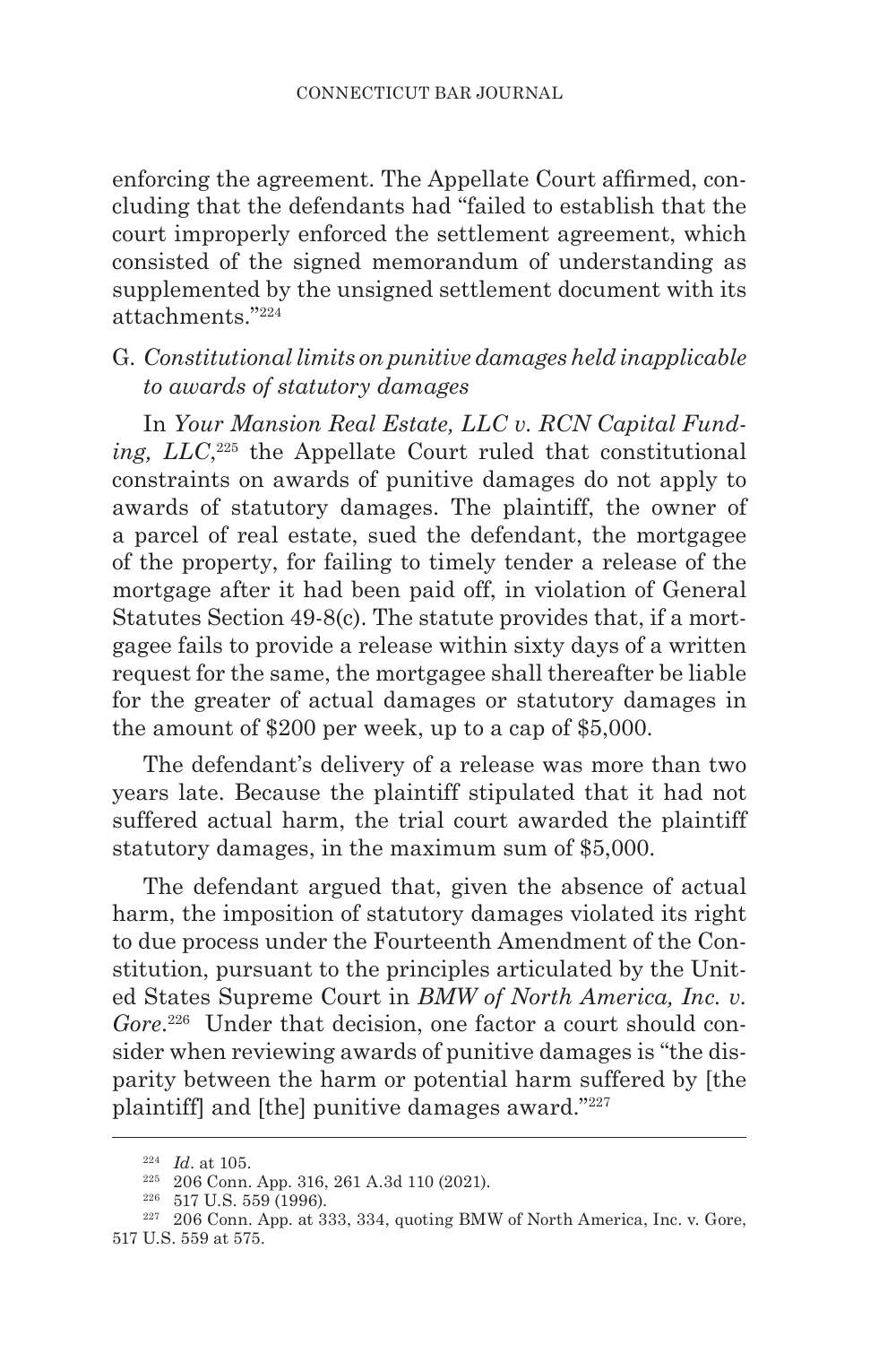enforcing the agreement. The Appellate Court affirmed, concluding that the defendants had "failed to establish that the court improperly enforced the settlement agreement, which consisted of the signed memorandum of understanding as supplemented by the unsigned settlement document with its attachments."[224]

### G. *Constitutional limits on punitive damages held inapplicable to awards of statutory damages*

In *Your Mansion Real Estate, LLC v. RCN Capital Funding, LLC*,[225] the Appellate Court ruled that constitutional constraints on awards of punitive damages do not apply to awards of statutory damages. The plaintiff, the owner of a parcel of real estate, sued the defendant, the mortgagee of the property, for failing to timely tender a release of the mortgage after it had been paid off, in violation of General Statutes Section 49-8(c). The statute provides that, if a mortgagee fails to provide a release within sixty days of a written request for the same, the mortgagee shall thereafter be liable for the greater of actual damages or statutory damages in the amount of $200 per week, up to a cap of $5,000.

The defendant's delivery of a release was more than two years late. Because the plaintiff stipulated that it had not suffered actual harm, the trial court awarded the plaintiff statutory damages, in the maximum sum of $5,000.

The defendant argued that, given the absence of actual harm, the imposition of statutory damages violated its right to due process under the Fourteenth Amendment of the Constitution, pursuant to the principles articulated by the United States Supreme Court in *BMW of North America, Inc. v. Gore*.[226] Under that decision, one factor a court should consider when reviewing awards of punitive damages is "the disparity between the harm or potential harm suffered by [the plaintiff] and [the] punitive damages award."[227]

---

[224] *Id*. at 105.

[225] 206 Conn. App. 316, 261 A.3d 110 (2021).

[226] 517 U.S. 559 (1996).

[227] 206 Conn. App. at 333, 334, quoting BMW of North America, Inc. v. Gore, 517 U.S. 559 at 575.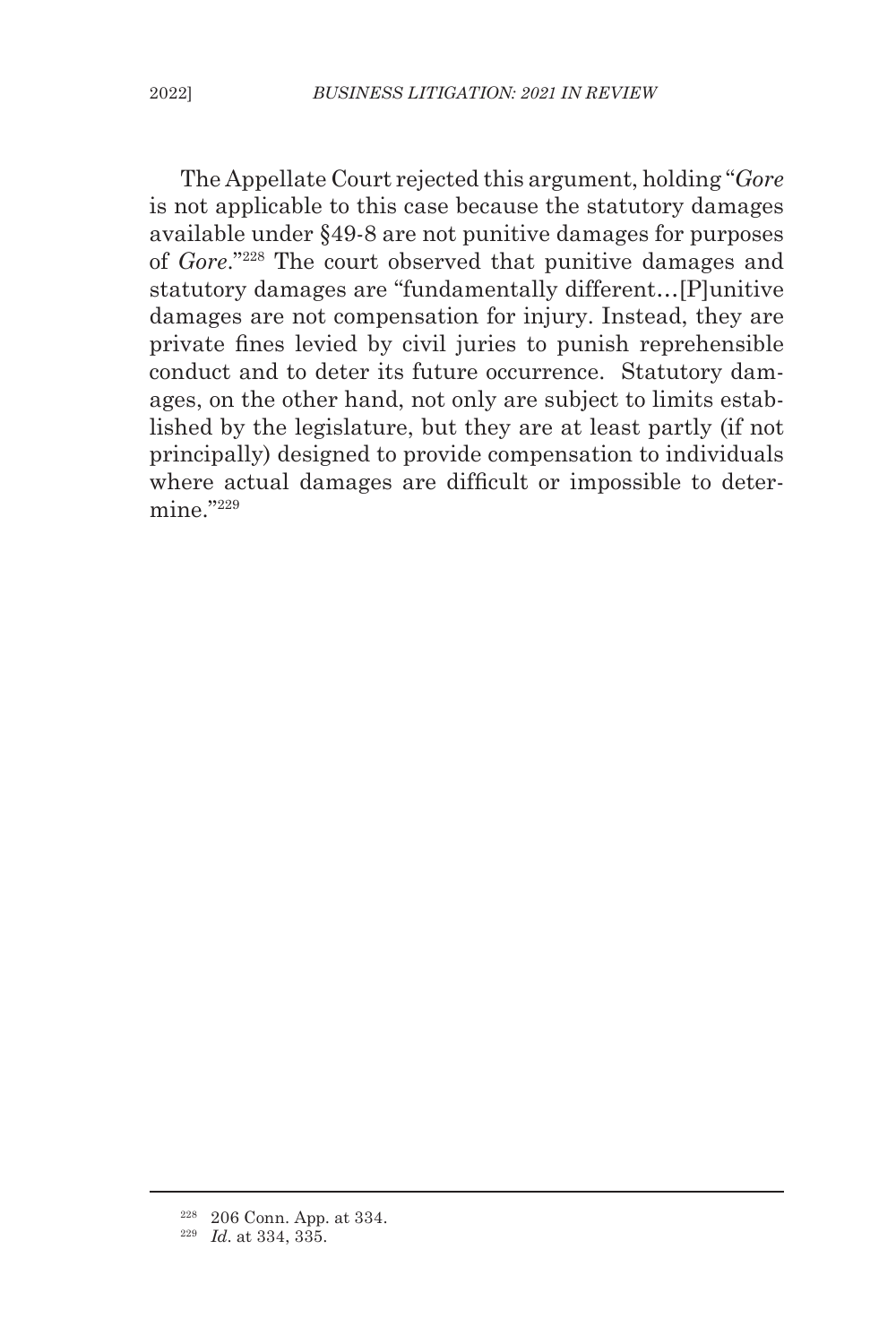The Appellate Court rejected this argument, holding "*Gore* is not applicable to this case because the statutory damages available under §49-8 are not punitive damages for purposes of *Gore*."[228] The court observed that punitive damages and statutory damages are "fundamentally different…[P]unitive damages are not compensation for injury. Instead, they are private fines levied by civil juries to punish reprehensible conduct and to deter its future occurrence. Statutory damages, on the other hand, not only are subject to limits established by the legislature, but they are at least partly (if not principally) designed to provide compensation to individuals where actual damages are difficult or impossible to determine."[229]

---

[228] 206 Conn. App. at 334.

[229] *Id*. at 334, 335.